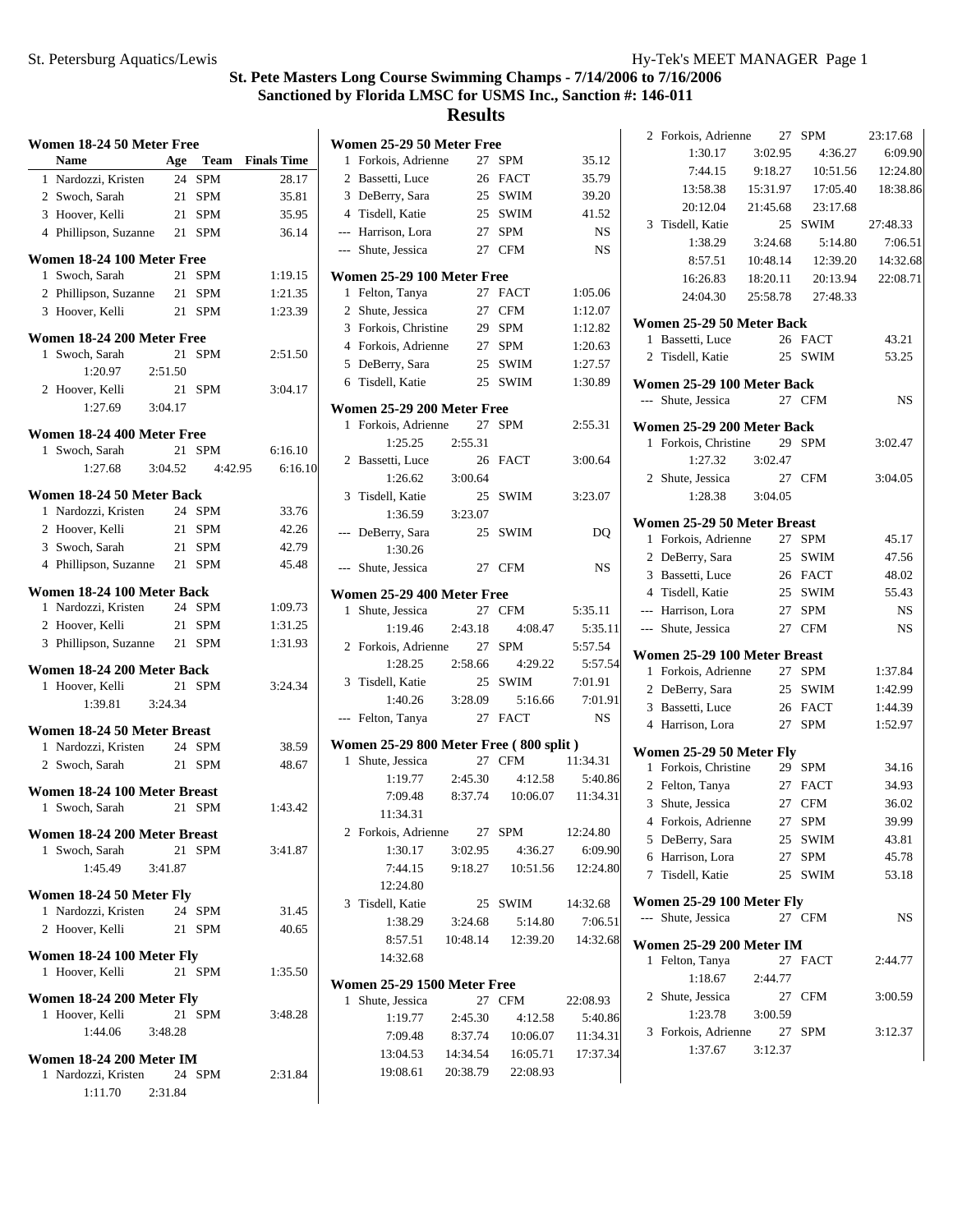# St. Pete Masters Long Course Swimming Champs - 7/14/2006 to 7/16/2006

## Sanctioned by Florida LMSC for USMS Inc., Sanction #: 146-011

## Results

### Women 18-24 50 Meter Free

| | Name | Age | Team | Finals Time |
|---|---|---|---|---|
| 1 | Nardozzi, Kristen | 24 | SPM | 28.17 |
| 2 | Swoch, Sarah | 21 | SPM | 35.81 |
| 3 | Hoover, Kelli | 21 | SPM | 35.95 |
| 4 | Phillipson, Suzanne | 21 | SPM | 36.14 |

### Women 18-24 100 Meter Free

| | Name | Age | Team | Finals Time |
|---|---|---|---|---|
| 1 | Swoch, Sarah | 21 | SPM | 1:19.15 |
| 2 | Phillipson, Suzanne | 21 | SPM | 1:21.35 |
| 3 | Hoover, Kelli | 21 | SPM | 1:23.39 |

### Women 18-24 200 Meter Free

| | Name | Age | Team | Finals Time |
|---|---|---|---|---|
| 1 | Swoch, Sarah | 21 | SPM | 2:51.50 |
| | 1:20.97 | 2:51.50 | | |
| 2 | Hoover, Kelli | 21 | SPM | 3:04.17 |
| | 1:27.69 | 3:04.17 | | |

### Women 18-24 400 Meter Free

| | Name | Age | Team | Finals Time |
|---|---|---|---|---|
| 1 | Swoch, Sarah | 21 | SPM | 6:16.10 |
| | 1:27.68 | 3:04.52 | 4:42.95 | 6:16.10 |

### Women 18-24 50 Meter Back

| | Name | Age | Team | Finals Time |
|---|---|---|---|---|
| 1 | Nardozzi, Kristen | 24 | SPM | 33.76 |
| 2 | Hoover, Kelli | 21 | SPM | 42.26 |
| 3 | Swoch, Sarah | 21 | SPM | 42.79 |
| 4 | Phillipson, Suzanne | 21 | SPM | 45.48 |

### Women 18-24 100 Meter Back

| | Name | Age | Team | Finals Time |
|---|---|---|---|---|
| 1 | Nardozzi, Kristen | 24 | SPM | 1:09.73 |
| 2 | Hoover, Kelli | 21 | SPM | 1:31.25 |
| 3 | Phillipson, Suzanne | 21 | SPM | 1:31.93 |

### Women 18-24 200 Meter Back

| | Name | Age | Team | Finals Time |
|---|---|---|---|---|
| 1 | Hoover, Kelli | 21 | SPM | 3:24.34 |
| | 1:39.81 | 3:24.34 | | |

### Women 18-24 50 Meter Breast

| | Name | Age | Team | Finals Time |
|---|---|---|---|---|
| 1 | Nardozzi, Kristen | 24 | SPM | 38.59 |
| 2 | Swoch, Sarah | 21 | SPM | 48.67 |

### Women 18-24 100 Meter Breast

| | Name | Age | Team | Finals Time |
|---|---|---|---|---|
| 1 | Swoch, Sarah | 21 | SPM | 1:43.42 |

### Women 18-24 200 Meter Breast

| | Name | Age | Team | Finals Time |
|---|---|---|---|---|
| 1 | Swoch, Sarah | 21 | SPM | 3:41.87 |
| | 1:45.49 | 3:41.87 | | |

### Women 18-24 50 Meter Fly

| | Name | Age | Team | Finals Time |
|---|---|---|---|---|
| 1 | Nardozzi, Kristen | 24 | SPM | 31.45 |
| 2 | Hoover, Kelli | 21 | SPM | 40.65 |

### Women 18-24 100 Meter Fly

| | Name | Age | Team | Finals Time |
|---|---|---|---|---|
| 1 | Hoover, Kelli | 21 | SPM | 1:35.50 |

### Women 18-24 200 Meter Fly

| | Name | Age | Team | Finals Time |
|---|---|---|---|---|
| 1 | Hoover, Kelli | 21 | SPM | 3:48.28 |
| | 1:44.06 | 3:48.28 | | |

### Women 18-24 200 Meter IM

| | Name | Age | Team | Finals Time |
|---|---|---|---|---|
| 1 | Nardozzi, Kristen | 24 | SPM | 2:31.84 |
| | 1:11.70 | 2:31.84 | | |

### Women 25-29 50 Meter Free

| | Name | Age | Team | Finals Time |
|---|---|---|---|---|
| 1 | Forkois, Adrienne | 27 | SPM | 35.12 |
| 2 | Bassetti, Luce | 26 | FACT | 35.79 |
| 3 | DeBerry, Sara | 25 | SWIM | 39.20 |
| 4 | Tisdell, Katie | 25 | SWIM | 41.52 |
| --- | Harrison, Lora | 27 | SPM | NS |
| --- | Shute, Jessica | 27 | CFM | NS |

### Women 25-29 100 Meter Free

| | Name | Age | Team | Finals Time |
|---|---|---|---|---|
| 1 | Felton, Tanya | 27 | FACT | 1:05.06 |
| 2 | Shute, Jessica | 27 | CFM | 1:12.07 |
| 3 | Forkois, Christine | 29 | SPM | 1:12.82 |
| 4 | Forkois, Adrienne | 27 | SPM | 1:20.63 |
| 5 | DeBerry, Sara | 25 | SWIM | 1:27.57 |
| 6 | Tisdell, Katie | 25 | SWIM | 1:30.89 |

### Women 25-29 200 Meter Free

| | Name | Age | Team | Finals Time |
|---|---|---|---|---|
| 1 | Forkois, Adrienne | 27 | SPM | 2:55.31 |
| | 1:25.25 | 2:55.31 | | |
| 2 | Bassetti, Luce | 26 | FACT | 3:00.64 |
| | 1:26.62 | 3:00.64 | | |
| 3 | Tisdell, Katie | 25 | SWIM | 3:23.07 |
| | 1:36.59 | 3:23.07 | | |
| --- | DeBerry, Sara | 25 | SWIM | DQ |
| | 1:30.26 | | | |
| --- | Shute, Jessica | 27 | CFM | NS |

### Women 25-29 400 Meter Free

| | Name | Age | Team | Finals Time |
|---|---|---|---|---|
| 1 | Shute, Jessica | 27 | CFM | 5:35.11 |
| | 1:19.46 | 2:43.18 | 4:08.47 | 5:35.11 |
| 2 | Forkois, Adrienne | 27 | SPM | 5:57.54 |
| | 1:28.25 | 2:58.66 | 4:29.22 | 5:57.54 |
| 3 | Tisdell, Katie | 25 | SWIM | 7:01.91 |
| | 1:40.26 | 3:28.09 | 5:16.66 | 7:01.91 |
| --- | Felton, Tanya | 27 | FACT | NS |

### Women 25-29 800 Meter Free ( 800 split )

| | Name | Age | Team | Finals Time |
|---|---|---|---|---|
| 1 | Shute, Jessica | 27 | CFM | 11:34.31 |
| | 1:19.77 | 2:45.30 | 4:12.58 | 5:40.86 |
| | 7:09.48 | 8:37.74 | 10:06.07 | 11:34.31 |
| | 11:34.31 | | | |
| 2 | Forkois, Adrienne | 27 | SPM | 12:24.80 |
| | 1:30.17 | 3:02.95 | 4:36.27 | 6:09.90 |
| | 7:44.15 | 9:18.27 | 10:51.56 | 12:24.80 |
| | 12:24.80 | | | |
| 3 | Tisdell, Katie | 25 | SWIM | 14:32.68 |
| | 1:38.29 | 3:24.68 | 5:14.80 | 7:06.51 |
| | 8:57.51 | 10:48.14 | 12:39.20 | 14:32.68 |
| | 14:32.68 | | | |

### Women 25-29 1500 Meter Free

| | Name | Age | Team | Finals Time |
|---|---|---|---|---|
| 1 | Shute, Jessica | 27 | CFM | 22:08.93 |
| | 1:19.77 | 2:45.30 | 4:12.58 | 5:40.86 |
| | 7:09.48 | 8:37.74 | 10:06.07 | 11:34.31 |
| | 13:04.53 | 14:34.54 | 16:05.71 | 17:37.34 |
| | 19:08.61 | 20:38.79 | 22:08.93 | |
| 2 | Forkois, Adrienne | 27 | SPM | 23:17.68 |
| | 1:30.17 | 3:02.95 | 4:36.27 | 6:09.90 |
| | 7:44.15 | 9:18.27 | 10:51.56 | 12:24.80 |
| | 13:58.38 | 15:31.97 | 17:05.40 | 18:38.86 |
| | 20:12.04 | 21:45.68 | 23:17.68 | |
| 3 | Tisdell, Katie | 25 | SWIM | 27:48.33 |
| | 1:38.29 | 3:24.68 | 5:14.80 | 7:06.51 |
| | 8:57.51 | 10:48.14 | 12:39.20 | 14:32.68 |
| | 16:26.83 | 18:20.11 | 20:13.94 | 22:08.71 |
| | 24:04.30 | 25:58.78 | 27:48.33 | |

### Women 25-29 50 Meter Back

| | Name | Age | Team | Finals Time |
|---|---|---|---|---|
| 1 | Bassetti, Luce | 26 | FACT | 43.21 |
| 2 | Tisdell, Katie | 25 | SWIM | 53.25 |

### Women 25-29 100 Meter Back

| | Name | Age | Team | Finals Time |
|---|---|---|---|---|
| --- | Shute, Jessica | 27 | CFM | NS |

### Women 25-29 200 Meter Back

| | Name | Age | Team | Finals Time |
|---|---|---|---|---|
| 1 | Forkois, Christine | 29 | SPM | 3:02.47 |
| | 1:27.32 | 3:02.47 | | |
| 2 | Shute, Jessica | 27 | CFM | 3:04.05 |
| | 1:28.38 | 3:04.05 | | |

### Women 25-29 50 Meter Breast

| | Name | Age | Team | Finals Time |
|---|---|---|---|---|
| 1 | Forkois, Adrienne | 27 | SPM | 45.17 |
| 2 | DeBerry, Sara | 25 | SWIM | 47.56 |
| 3 | Bassetti, Luce | 26 | FACT | 48.02 |
| 4 | Tisdell, Katie | 25 | SWIM | 55.43 |
| --- | Harrison, Lora | 27 | SPM | NS |
| --- | Shute, Jessica | 27 | CFM | NS |

### Women 25-29 100 Meter Breast

| | Name | Age | Team | Finals Time |
|---|---|---|---|---|
| 1 | Forkois, Adrienne | 27 | SPM | 1:37.84 |
| 2 | DeBerry, Sara | 25 | SWIM | 1:42.99 |
| 3 | Bassetti, Luce | 26 | FACT | 1:44.39 |
| 4 | Harrison, Lora | 27 | SPM | 1:52.97 |

### Women 25-29 50 Meter Fly

| | Name | Age | Team | Finals Time |
|---|---|---|---|---|
| 1 | Forkois, Christine | 29 | SPM | 34.16 |
| 2 | Felton, Tanya | 27 | FACT | 34.93 |
| 3 | Shute, Jessica | 27 | CFM | 36.02 |
| 4 | Forkois, Adrienne | 27 | SPM | 39.99 |
| 5 | DeBerry, Sara | 25 | SWIM | 43.81 |
| 6 | Harrison, Lora | 27 | SPM | 45.78 |
| 7 | Tisdell, Katie | 25 | SWIM | 53.18 |

### Women 25-29 100 Meter Fly

| | Name | Age | Team | Finals Time |
|---|---|---|---|---|
| --- | Shute, Jessica | 27 | CFM | NS |

### Women 25-29 200 Meter IM

| | Name | Age | Team | Finals Time |
|---|---|---|---|---|
| 1 | Felton, Tanya | 27 | FACT | 2:44.77 |
| | 1:18.67 | 2:44.77 | | |
| 2 | Shute, Jessica | 27 | CFM | 3:00.59 |
| | 1:23.78 | 3:00.59 | | |
| 3 | Forkois, Adrienne | 27 | SPM | 3:12.37 |
| | 1:37.67 | 3:12.37 | | |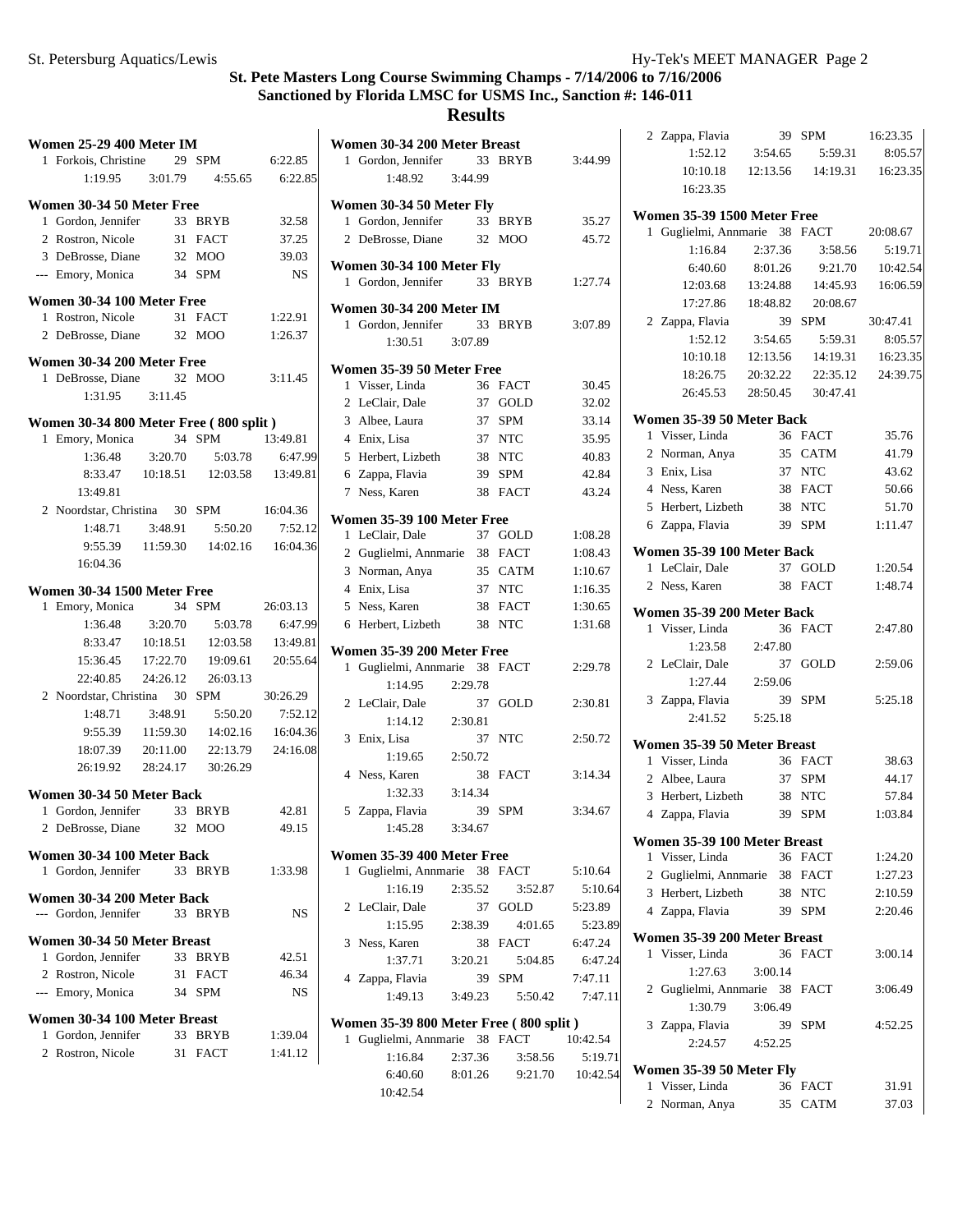# St. Pete Masters Long Course Swimming Champs - 7/14/2006 to 7/16/2006

## Sanctioned by Florida LMSC for USMS Inc., Sanction #: 146-011

## Results

### Women 25-29 400 Meter IM

1 Forkois, Christine 29 SPM 6:22.85
1:19.95 3:01.79 4:55.65 6:22.85

### Women 30-34 50 Meter Free

1 Gordon, Jennifer 33 BRYB 32.58
2 Rostron, Nicole 31 FACT 37.25
3 DeBrosse, Diane 32 MOO 39.03
--- Emory, Monica 34 SPM NS

### Women 30-34 100 Meter Free

1 Rostron, Nicole 31 FACT 1:22.91
2 DeBrosse, Diane 32 MOO 1:26.37

### Women 30-34 200 Meter Free

1 DeBrosse, Diane 32 MOO 3:11.45
1:31.95 3:11.45

### Women 30-34 800 Meter Free ( 800 split )

1 Emory, Monica 34 SPM 13:49.81
1:36.48 3:20.70 5:03.78 6:47.99
8:33.47 10:18.51 12:03.58 13:49.81
13:49.81

2 Noordstar, Christina 30 SPM 16:04.36
1:48.71 3:48.91 5:50.20 7:52.12
9:55.39 11:59.30 14:02.16 16:04.36
16:04.36

### Women 30-34 1500 Meter Free

1 Emory, Monica 34 SPM 26:03.13
1:36.48 3:20.70 5:03.78 6:47.99
8:33.47 10:18.51 12:03.58 13:49.81
15:36.45 17:22.70 19:09.61 20:55.64
22:40.85 24:26.12 26:03.13

2 Noordstar, Christina 30 SPM 30:26.29
1:48.71 3:48.91 5:50.20 7:52.12
9:55.39 11:59.30 14:02.16 16:04.36
18:07.39 20:11.00 22:13.79 24:16.08
26:19.92 28:24.17 30:26.29

### Women 30-34 50 Meter Back

1 Gordon, Jennifer 33 BRYB 42.81
2 DeBrosse, Diane 32 MOO 49.15

### Women 30-34 100 Meter Back

1 Gordon, Jennifer 33 BRYB 1:33.98

### Women 30-34 200 Meter Back

--- Gordon, Jennifer 33 BRYB NS

### Women 30-34 50 Meter Breast

1 Gordon, Jennifer 33 BRYB 42.51
2 Rostron, Nicole 31 FACT 46.34
--- Emory, Monica 34 SPM NS

### Women 30-34 100 Meter Breast

1 Gordon, Jennifer 33 BRYB 1:39.04
2 Rostron, Nicole 31 FACT 1:41.12

### Women 30-34 200 Meter Breast

1 Gordon, Jennifer 33 BRYB 3:44.99
1:48.92 3:44.99

### Women 30-34 50 Meter Fly

1 Gordon, Jennifer 33 BRYB 35.27
2 DeBrosse, Diane 32 MOO 45.72

### Women 30-34 100 Meter Fly

1 Gordon, Jennifer 33 BRYB 1:27.74

### Women 30-34 200 Meter IM

1 Gordon, Jennifer 33 BRYB 3:07.89
1:30.51 3:07.89

### Women 35-39 50 Meter Free

1 Visser, Linda 36 FACT 30.45
2 LeClair, Dale 37 GOLD 32.02
3 Albee, Laura 37 SPM 33.14
4 Enix, Lisa 37 NTC 35.95
5 Herbert, Lizbeth 38 NTC 40.83
6 Zappa, Flavia 39 SPM 42.84
7 Ness, Karen 38 FACT 43.24

### Women 35-39 100 Meter Free

1 LeClair, Dale 37 GOLD 1:08.28
2 Guglielmi, Annmarie 38 FACT 1:08.43
3 Norman, Anya 35 CATM 1:10.67
4 Enix, Lisa 37 NTC 1:16.35
5 Ness, Karen 38 FACT 1:30.65
6 Herbert, Lizbeth 38 NTC 1:31.68

### Women 35-39 200 Meter Free

1 Guglielmi, Annmarie 38 FACT 2:29.78
1:14.95 2:29.78

2 LeClair, Dale 37 GOLD 2:30.81
1:14.12 2:30.81

3 Enix, Lisa 37 NTC 2:50.72
1:19.65 2:50.72

4 Ness, Karen 38 FACT 3:14.34
1:32.33 3:14.34

5 Zappa, Flavia 39 SPM 3:34.67
1:45.28 3:34.67

### Women 35-39 400 Meter Free

1 Guglielmi, Annmarie 38 FACT 5:10.64
1:16.19 2:35.52 3:52.87 5:10.64

2 LeClair, Dale 37 GOLD 5:23.89
1:15.95 2:38.39 4:01.65 5:23.89

3 Ness, Karen 38 FACT 6:47.24
1:37.71 3:20.21 5:04.85 6:47.24

4 Zappa, Flavia 39 SPM 7:47.11
1:49.13 3:49.23 5:50.42 7:47.11

### Women 35-39 800 Meter Free ( 800 split )

1 Guglielmi, Annmarie 38 FACT 10:42.54
1:16.84 2:37.36 3:58.56 5:19.71
6:40.60 8:01.26 9:21.70 10:42.54
10:42.54

2 Zappa, Flavia 39 SPM 16:23.35
1:52.12 3:54.65 5:59.31 8:05.57
10:10.18 12:13.56 14:19.31 16:23.35
16:23.35

### Women 35-39 1500 Meter Free

1 Guglielmi, Annmarie 38 FACT 20:08.67
1:16.84 2:37.36 3:58.56 5:19.71
6:40.60 8:01.26 9:21.70 10:42.54
12:03.68 13:24.88 14:45.93 16:06.59
17:27.86 18:48.82 20:08.67

2 Zappa, Flavia 39 SPM 30:47.41
1:52.12 3:54.65 5:59.31 8:05.57
10:10.18 12:13.56 14:19.31 16:23.35
18:26.75 20:32.22 22:35.12 24:39.75
26:45.53 28:50.45 30:47.41

### Women 35-39 50 Meter Back

1 Visser, Linda 36 FACT 35.76
2 Norman, Anya 35 CATM 41.79
3 Enix, Lisa 37 NTC 43.62
4 Ness, Karen 38 FACT 50.66
5 Herbert, Lizbeth 38 NTC 51.70
6 Zappa, Flavia 39 SPM 1:11.47

### Women 35-39 100 Meter Back

1 LeClair, Dale 37 GOLD 1:20.54
2 Ness, Karen 38 FACT 1:48.74

### Women 35-39 200 Meter Back

1 Visser, Linda 36 FACT 2:47.80
1:23.58 2:47.80

2 LeClair, Dale 37 GOLD 2:59.06
1:27.44 2:59.06

3 Zappa, Flavia 39 SPM 5:25.18
2:41.52 5:25.18

### Women 35-39 50 Meter Breast

1 Visser, Linda 36 FACT 38.63
2 Albee, Laura 37 SPM 44.17
3 Herbert, Lizbeth 38 NTC 57.84
4 Zappa, Flavia 39 SPM 1:03.84

### Women 35-39 100 Meter Breast

1 Visser, Linda 36 FACT 1:24.20
2 Guglielmi, Annmarie 38 FACT 1:27.23
3 Herbert, Lizbeth 38 NTC 2:10.59
4 Zappa, Flavia 39 SPM 2:20.46

### Women 35-39 200 Meter Breast

1 Visser, Linda 36 FACT 3:00.14
1:27.63 3:00.14

2 Guglielmi, Annmarie 38 FACT 3:06.49
1:30.79 3:06.49

3 Zappa, Flavia 39 SPM 4:52.25
2:24.57 4:52.25

### Women 35-39 50 Meter Fly

1 Visser, Linda 36 FACT 31.91
2 Norman, Anya 35 CATM 37.03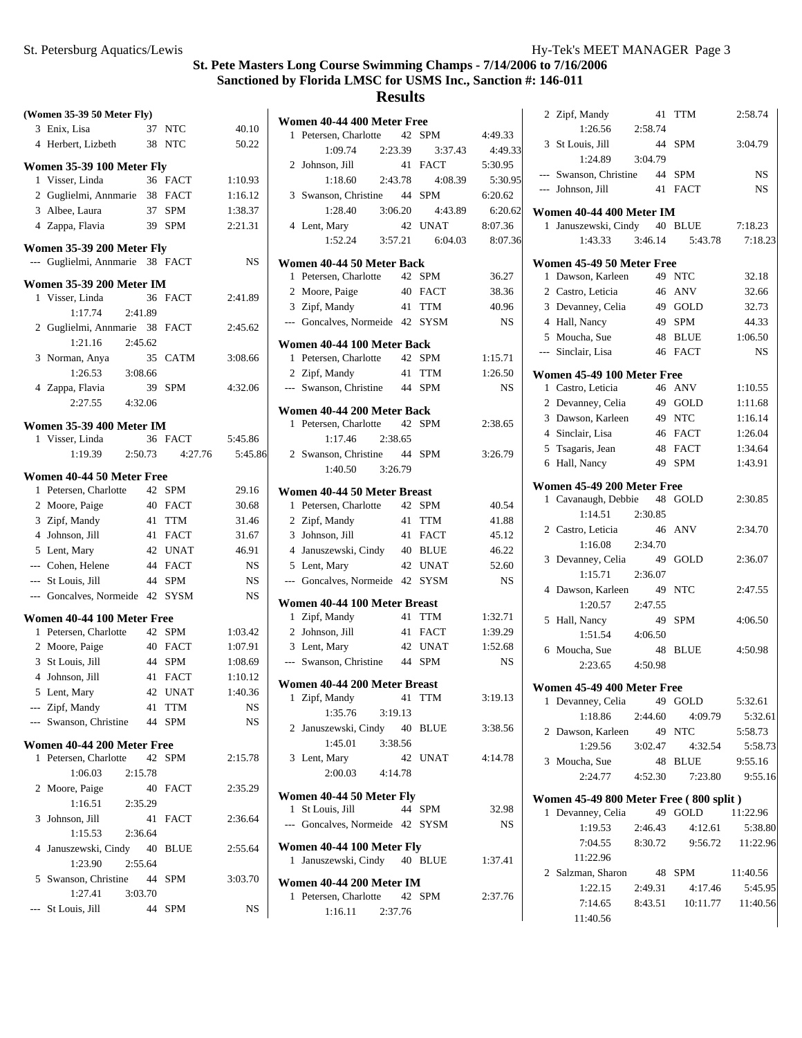## St. Pete Masters Long Course Swimming Champs - 7/14/2006 to 7/16/2006
### Sanctioned by Florida LMSC for USMS Inc., Sanction #: 146-011
# Results

**(Women 35-39 50 Meter Fly)**

| Place | Name | Age | Team | Time |
|---|---|---|---|---|
| 3 | Enix, Lisa | 37 | NTC | 40.10 |
| 4 | Herbert, Lizbeth | 38 | NTC | 50.22 |

**Women 35-39 100 Meter Fly**

| Place | Name | Age | Team | Time |
|---|---|---|---|---|
| 1 | Visser, Linda | 36 | FACT | 1:10.93 |
| 2 | Guglielmi, Annmarie | 38 | FACT | 1:16.12 |
| 3 | Albee, Laura | 37 | SPM | 1:38.37 |
| 4 | Zappa, Flavia | 39 | SPM | 2:21.31 |

**Women 35-39 200 Meter Fly**

| Place | Name | Age | Team | Time |
|---|---|---|---|---|
| --- | Guglielmi, Annmarie | 38 | FACT | NS |

**Women 35-39 200 Meter IM**

| Place | Name | Age | Team | Time |
|---|---|---|---|---|
| 1 | Visser, Linda | 36 | FACT | 2:41.89 |
| | 1:17.74 2:41.89 | | | |
| 2 | Guglielmi, Annmarie | 38 | FACT | 2:45.62 |
| | 1:21.16 2:45.62 | | | |
| 3 | Norman, Anya | 35 | CATM | 3:08.66 |
| | 1:26.53 3:08.66 | | | |
| 4 | Zappa, Flavia | 39 | SPM | 4:32.06 |
| | 2:27.55 4:32.06 | | | |

**Women 35-39 400 Meter IM**

| Place | Name | Age | Team | Time |
|---|---|---|---|---|
| 1 | Visser, Linda | 36 | FACT | 5:45.86 |
| | 1:19.39 2:50.73 4:27.76 5:45.86 | | | |

**Women 40-44 50 Meter Free**

| Place | Name | Age | Team | Time |
|---|---|---|---|---|
| 1 | Petersen, Charlotte | 42 | SPM | 29.16 |
| 2 | Moore, Paige | 40 | FACT | 30.68 |
| 3 | Zipf, Mandy | 41 | TTM | 31.46 |
| 4 | Johnson, Jill | 41 | FACT | 31.67 |
| 5 | Lent, Mary | 42 | UNAT | 46.91 |
| --- | Cohen, Helene | 44 | FACT | NS |
| --- | St Louis, Jill | 44 | SPM | NS |
| --- | Goncalves, Normeide | 42 | SYSM | NS |

**Women 40-44 100 Meter Free**

| Place | Name | Age | Team | Time |
|---|---|---|---|---|
| 1 | Petersen, Charlotte | 42 | SPM | 1:03.42 |
| 2 | Moore, Paige | 40 | FACT | 1:07.91 |
| 3 | St Louis, Jill | 44 | SPM | 1:08.69 |
| 4 | Johnson, Jill | 41 | FACT | 1:10.12 |
| 5 | Lent, Mary | 42 | UNAT | 1:40.36 |
| --- | Zipf, Mandy | 41 | TTM | NS |
| --- | Swanson, Christine | 44 | SPM | NS |

**Women 40-44 200 Meter Free**

| Place | Name | Age | Team | Time |
|---|---|---|---|---|
| 1 | Petersen, Charlotte | 42 | SPM | 2:15.78 |
| | 1:06.03 2:15.78 | | | |
| 2 | Moore, Paige | 40 | FACT | 2:35.29 |
| | 1:16.51 2:35.29 | | | |
| 3 | Johnson, Jill | 41 | FACT | 2:36.64 |
| | 1:15.53 2:36.64 | | | |
| 4 | Januszewski, Cindy | 40 | BLUE | 2:55.64 |
| | 1:23.90 2:55.64 | | | |
| 5 | Swanson, Christine | 44 | SPM | 3:03.70 |
| | 1:27.41 3:03.70 | | | |
| --- | St Louis, Jill | 44 | SPM | NS |

**Women 40-44 400 Meter Free**

| Place | Name | Age | Team | Time |
|---|---|---|---|---|
| 1 | Petersen, Charlotte | 42 | SPM | 4:49.33 |
| | 1:09.74 2:23.39 3:37.43 4:49.33 | | | |
| 2 | Johnson, Jill | 41 | FACT | 5:30.95 |
| | 1:18.60 2:43.78 4:08.39 5:30.95 | | | |
| 3 | Swanson, Christine | 44 | SPM | 6:20.62 |
| | 1:28.40 3:06.20 4:43.89 6:20.62 | | | |
| 4 | Lent, Mary | 42 | UNAT | 8:07.36 |
| | 1:52.24 3:57.21 6:04.03 8:07.36 | | | |

**Women 40-44 50 Meter Back**

| Place | Name | Age | Team | Time |
|---|---|---|---|---|
| 1 | Petersen, Charlotte | 42 | SPM | 36.27 |
| 2 | Moore, Paige | 40 | FACT | 38.36 |
| 3 | Zipf, Mandy | 41 | TTM | 40.96 |
| --- | Goncalves, Normeide | 42 | SYSM | NS |

**Women 40-44 100 Meter Back**

| Place | Name | Age | Team | Time |
|---|---|---|---|---|
| 1 | Petersen, Charlotte | 42 | SPM | 1:15.71 |
| 2 | Zipf, Mandy | 41 | TTM | 1:26.50 |
| --- | Swanson, Christine | 44 | SPM | NS |

**Women 40-44 200 Meter Back**

| Place | Name | Age | Team | Time |
|---|---|---|---|---|
| 1 | Petersen, Charlotte | 42 | SPM | 2:38.65 |
| | 1:17.46 2:38.65 | | | |
| 2 | Swanson, Christine | 44 | SPM | 3:26.79 |
| | 1:40.50 3:26.79 | | | |

**Women 40-44 50 Meter Breast**

| Place | Name | Age | Team | Time |
|---|---|---|---|---|
| 1 | Petersen, Charlotte | 42 | SPM | 40.54 |
| 2 | Zipf, Mandy | 41 | TTM | 41.88 |
| 3 | Johnson, Jill | 41 | FACT | 45.12 |
| 4 | Januszewski, Cindy | 40 | BLUE | 46.22 |
| 5 | Lent, Mary | 42 | UNAT | 52.60 |
| --- | Goncalves, Normeide | 42 | SYSM | NS |

**Women 40-44 100 Meter Breast**

| Place | Name | Age | Team | Time |
|---|---|---|---|---|
| 1 | Zipf, Mandy | 41 | TTM | 1:32.71 |
| 2 | Johnson, Jill | 41 | FACT | 1:39.29 |
| 3 | Lent, Mary | 42 | UNAT | 1:52.68 |
| --- | Swanson, Christine | 44 | SPM | NS |

**Women 40-44 200 Meter Breast**

| Place | Name | Age | Team | Time |
|---|---|---|---|---|
| 1 | Zipf, Mandy | 41 | TTM | 3:19.13 |
| | 1:35.76 3:19.13 | | | |
| 2 | Januszewski, Cindy | 40 | BLUE | 3:38.56 |
| | 1:45.01 3:38.56 | | | |
| 3 | Lent, Mary | 42 | UNAT | 4:14.78 |
| | 2:00.03 4:14.78 | | | |

**Women 40-44 50 Meter Fly**

| Place | Name | Age | Team | Time |
|---|---|---|---|---|
| 1 | St Louis, Jill | 44 | SPM | 32.98 |
| --- | Goncalves, Normeide | 42 | SYSM | NS |

**Women 40-44 100 Meter Fly**

| Place | Name | Age | Team | Time |
|---|---|---|---|---|
| 1 | Januszewski, Cindy | 40 | BLUE | 1:37.41 |

**Women 40-44 200 Meter IM**

| Place | Name | Age | Team | Time |
|---|---|---|---|---|
| 1 | Petersen, Charlotte | 42 | SPM | 2:37.76 |
| | 1:16.11 2:37.76 | | | |
| 2 | Zipf, Mandy | 41 | TTM | 2:58.74 |
| | 1:26.56 2:58.74 | | | |
| 3 | St Louis, Jill | 44 | SPM | 3:04.79 |
| | 1:24.89 3:04.79 | | | |
| --- | Swanson, Christine | 44 | SPM | NS |
| --- | Johnson, Jill | 41 | FACT | NS |

**Women 40-44 400 Meter IM**

| Place | Name | Age | Team | Time |
|---|---|---|---|---|
| 1 | Januszewski, Cindy | 40 | BLUE | 7:18.23 |
| | 1:43.33 3:46.14 5:43.78 7:18.23 | | | |

**Women 45-49 50 Meter Free**

| Place | Name | Age | Team | Time |
|---|---|---|---|---|
| 1 | Dawson, Karleen | 49 | NTC | 32.18 |
| 2 | Castro, Leticia | 46 | ANV | 32.66 |
| 3 | Devanney, Celia | 49 | GOLD | 32.73 |
| 4 | Hall, Nancy | 49 | SPM | 44.33 |
| 5 | Moucha, Sue | 48 | BLUE | 1:06.50 |
| --- | Sinclair, Lisa | 46 | FACT | NS |

**Women 45-49 100 Meter Free**

| Place | Name | Age | Team | Time |
|---|---|---|---|---|
| 1 | Castro, Leticia | 46 | ANV | 1:10.55 |
| 2 | Devanney, Celia | 49 | GOLD | 1:11.68 |
| 3 | Dawson, Karleen | 49 | NTC | 1:16.14 |
| 4 | Sinclair, Lisa | 46 | FACT | 1:26.04 |
| 5 | Tsagaris, Jean | 48 | FACT | 1:34.64 |
| 6 | Hall, Nancy | 49 | SPM | 1:43.91 |

**Women 45-49 200 Meter Free**

| Place | Name | Age | Team | Time |
|---|---|---|---|---|
| 1 | Cavanaugh, Debbie | 48 | GOLD | 2:30.85 |
| | 1:14.51 2:30.85 | | | |
| 2 | Castro, Leticia | 46 | ANV | 2:34.70 |
| | 1:16.08 2:34.70 | | | |
| 3 | Devanney, Celia | 49 | GOLD | 2:36.07 |
| | 1:15.71 2:36.07 | | | |
| 4 | Dawson, Karleen | 49 | NTC | 2:47.55 |
| | 1:20.57 2:47.55 | | | |
| 5 | Hall, Nancy | 49 | SPM | 4:06.50 |
| | 1:51.54 4:06.50 | | | |
| 6 | Moucha, Sue | 48 | BLUE | 4:50.98 |
| | 2:23.65 4:50.98 | | | |

**Women 45-49 400 Meter Free**

| Place | Name | Age | Team | Time |
|---|---|---|---|---|
| 1 | Devanney, Celia | 49 | GOLD | 5:32.61 |
| | 1:18.86 2:44.60 4:09.79 5:32.61 | | | |
| 2 | Dawson, Karleen | 49 | NTC | 5:58.73 |
| | 1:29.56 3:02.47 4:32.54 5:58.73 | | | |
| 3 | Moucha, Sue | 48 | BLUE | 9:55.16 |
| | 2:24.77 4:52.30 7:23.80 9:55.16 | | | |

**Women 45-49 800 Meter Free ( 800 split )**

| Place | Name | Age | Team | Time |
|---|---|---|---|---|
| 1 | Devanney, Celia | 49 | GOLD | 11:22.96 |
| | 1:19.53 2:46.43 4:12.61 5:38.80 | | | |
| | 7:04.55 8:30.72 9:56.72 11:22.96 | | | |
| | 11:22.96 | | | |
| 2 | Salzman, Sharon | 48 | SPM | 11:40.56 |
| | 1:22.15 2:49.31 4:17.46 5:45.95 | | | |
| | 7:14.65 8:43.51 10:11.77 11:40.56 | | | |
| | 11:40.56 | | | |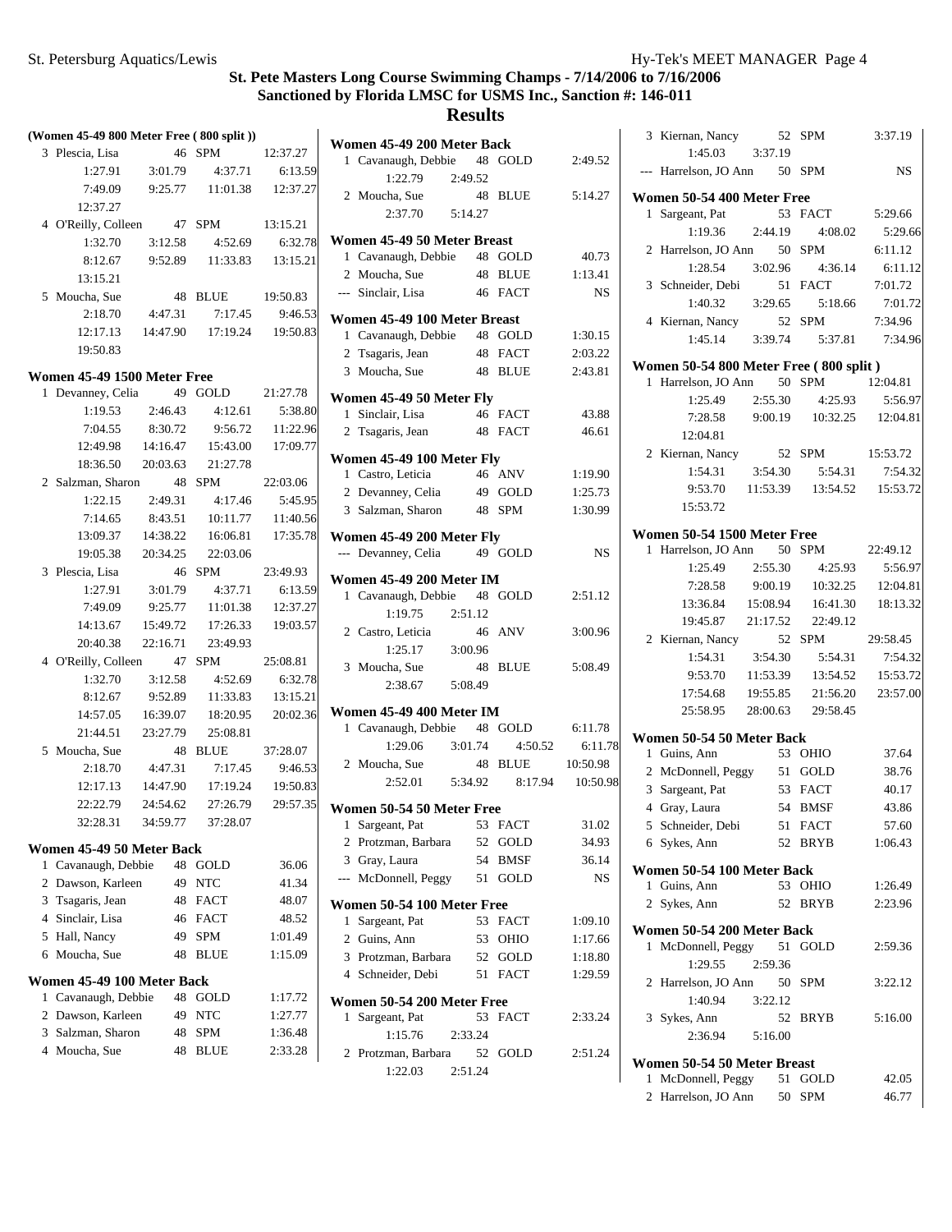# St. Pete Masters Long Course Swimming Champs - 7/14/2006 to 7/16/2006

## Sanctioned by Florida LMSC for USMS Inc., Sanction #: 146-011

## Results

### (Women 45-49 800 Meter Free ( 800 split ))

| Place | Name | Age | Team | Time |
|---|---|---|---|---|
| 3 | Plescia, Lisa | 46 | SPM | 12:37.27 |
| | 1:27.91 3:01.79 4:37.71 6:13.59 7:49.09 9:25.77 11:01.38 12:37.27 12:37.27 | | | |
| 4 | O'Reilly, Colleen | 47 | SPM | 13:15.21 |
| | 1:32.70 3:12.58 4:52.69 6:32.78 8:12.67 9:52.89 11:33.83 13:15.21 13:15.21 | | | |
| 5 | Moucha, Sue | 48 | BLUE | 19:50.83 |
| | 2:18.70 4:47.31 7:17.45 9:46.53 12:17.13 14:47.90 17:19.24 19:50.83 19:50.83 | | | |

### Women 45-49 1500 Meter Free

| Place | Name | Age | Team | Time |
|---|---|---|---|---|
| 1 | Devanney, Celia | 49 | GOLD | 21:27.78 |
| | 1:19.53 2:46.43 4:12.61 5:38.80 7:04.55 8:30.72 9:56.72 11:22.96 12:49.98 14:16.47 15:43.00 17:09.77 18:36.50 20:03.63 21:27.78 | | | |
| 2 | Salzman, Sharon | 48 | SPM | 22:03.06 |
| | 1:22.15 2:49.31 4:17.46 5:45.95 7:14.65 8:43.51 10:11.77 11:40.56 13:09.37 14:38.22 16:06.81 17:35.78 19:05.38 20:34.25 22:03.06 | | | |
| 3 | Plescia, Lisa | 46 | SPM | 23:49.93 |
| | 1:27.91 3:01.79 4:37.71 6:13.59 7:49.09 9:25.77 11:01.38 12:37.27 14:13.67 15:49.72 17:26.33 19:03.57 20:40.38 22:16.71 23:49.93 | | | |
| 4 | O'Reilly, Colleen | 47 | SPM | 25:08.81 |
| | 1:32.70 3:12.58 4:52.69 6:32.78 8:12.67 9:52.89 11:33.83 13:15.21 14:57.05 16:39.07 18:20.95 20:02.36 21:44.51 23:27.79 25:08.81 | | | |
| 5 | Moucha, Sue | 48 | BLUE | 37:28.07 |
| | 2:18.70 4:47.31 7:17.45 9:46.53 12:17.13 14:47.90 17:19.24 19:50.83 22:22.79 24:54.62 27:26.79 29:57.35 32:28.31 34:59.77 37:28.07 | | | |

### Women 45-49 50 Meter Back

| Place | Name | Age | Team | Time |
|---|---|---|---|---|
| 1 | Cavanaugh, Debbie | 48 | GOLD | 36.06 |
| 2 | Dawson, Karleen | 49 | NTC | 41.34 |
| 3 | Tsagaris, Jean | 48 | FACT | 48.07 |
| 4 | Sinclair, Lisa | 46 | FACT | 48.52 |
| 5 | Hall, Nancy | 49 | SPM | 1:01.49 |
| 6 | Moucha, Sue | 48 | BLUE | 1:15.09 |

### Women 45-49 100 Meter Back

| Place | Name | Age | Team | Time |
|---|---|---|---|---|
| 1 | Cavanaugh, Debbie | 48 | GOLD | 1:17.72 |
| 2 | Dawson, Karleen | 49 | NTC | 1:27.77 |
| 3 | Salzman, Sharon | 48 | SPM | 1:36.48 |
| 4 | Moucha, Sue | 48 | BLUE | 2:33.28 |

### Women 45-49 200 Meter Back

| Place | Name | Age | Team | Time |
|---|---|---|---|---|
| 1 | Cavanaugh, Debbie | 48 | GOLD | 2:49.52 |
| | 1:22.79 2:49.52 | | | |
| 2 | Moucha, Sue | 48 | BLUE | 5:14.27 |
| | 2:37.70 5:14.27 | | | |

### Women 45-49 50 Meter Breast

| Place | Name | Age | Team | Time |
|---|---|---|---|---|
| 1 | Cavanaugh, Debbie | 48 | GOLD | 40.73 |
| 2 | Moucha, Sue | 48 | BLUE | 1:13.41 |
| --- | Sinclair, Lisa | 46 | FACT | NS |

### Women 45-49 100 Meter Breast

| Place | Name | Age | Team | Time |
|---|---|---|---|---|
| 1 | Cavanaugh, Debbie | 48 | GOLD | 1:30.15 |
| 2 | Tsagaris, Jean | 48 | FACT | 2:03.22 |
| 3 | Moucha, Sue | 48 | BLUE | 2:43.81 |

### Women 45-49 50 Meter Fly

| Place | Name | Age | Team | Time |
|---|---|---|---|---|
| 1 | Sinclair, Lisa | 46 | FACT | 43.88 |
| 2 | Tsagaris, Jean | 48 | FACT | 46.61 |

### Women 45-49 100 Meter Fly

| Place | Name | Age | Team | Time |
|---|---|---|---|---|
| 1 | Castro, Leticia | 46 | ANV | 1:19.90 |
| 2 | Devanney, Celia | 49 | GOLD | 1:25.73 |
| 3 | Salzman, Sharon | 48 | SPM | 1:30.99 |

### Women 45-49 200 Meter Fly

| Place | Name | Age | Team | Time |
|---|---|---|---|---|
| --- | Devanney, Celia | 49 | GOLD | NS |

### Women 45-49 200 Meter IM

| Place | Name | Age | Team | Time |
|---|---|---|---|---|
| 1 | Cavanaugh, Debbie | 48 | GOLD | 2:51.12 |
| | 1:19.75 2:51.12 | | | |
| 2 | Castro, Leticia | 46 | ANV | 3:00.96 |
| | 1:25.17 3:00.96 | | | |
| 3 | Moucha, Sue | 48 | BLUE | 5:08.49 |
| | 2:38.67 5:08.49 | | | |

### Women 45-49 400 Meter IM

| Place | Name | Age | Team | Time |
|---|---|---|---|---|
| 1 | Cavanaugh, Debbie | 48 | GOLD | 6:11.78 |
| | 1:29.06 3:01.74 4:50.52 6:11.78 | | | |
| 2 | Moucha, Sue | 48 | BLUE | 10:50.98 |
| | 2:52.01 5:34.92 8:17.94 10:50.98 | | | |

### Women 50-54 50 Meter Free

| Place | Name | Age | Team | Time |
|---|---|---|---|---|
| 1 | Sargeant, Pat | 53 | FACT | 31.02 |
| 2 | Protzman, Barbara | 52 | GOLD | 34.93 |
| 3 | Gray, Laura | 54 | BMSF | 36.14 |
| --- | McDonnell, Peggy | 51 | GOLD | NS |

### Women 50-54 100 Meter Free

| Place | Name | Age | Team | Time |
|---|---|---|---|---|
| 1 | Sargeant, Pat | 53 | FACT | 1:09.10 |
| 2 | Guins, Ann | 53 | OHIO | 1:17.66 |
| 3 | Protzman, Barbara | 52 | GOLD | 1:18.80 |
| 4 | Schneider, Debi | 51 | FACT | 1:29.59 |

### Women 50-54 200 Meter Free

| Place | Name | Age | Team | Time |
|---|---|---|---|---|
| 1 | Sargeant, Pat | 53 | FACT | 2:33.24 |
| | 1:15.76 2:33.24 | | | |
| 2 | Protzman, Barbara | 52 | GOLD | 2:51.24 |
| | 1:22.03 2:51.24 | | | |
| 3 | Kiernan, Nancy | 52 | SPM | 3:37.19 |
| | 1:45.03 3:37.19 | | | |
| --- | Harrelson, JO Ann | 50 | SPM | NS |

### Women 50-54 400 Meter Free

| Place | Name | Age | Team | Time |
|---|---|---|---|---|
| 1 | Sargeant, Pat | 53 | FACT | 5:29.66 |
| | 1:19.36 2:44.19 4:08.02 5:29.66 | | | |
| 2 | Harrelson, JO Ann | 50 | SPM | 6:11.12 |
| | 1:28.54 3:02.96 4:36.14 6:11.12 | | | |
| 3 | Schneider, Debi | 51 | FACT | 7:01.72 |
| | 1:40.32 3:29.65 5:18.66 7:01.72 | | | |
| 4 | Kiernan, Nancy | 52 | SPM | 7:34.96 |
| | 1:45.14 3:39.74 5:37.81 7:34.96 | | | |

### Women 50-54 800 Meter Free ( 800 split )

| Place | Name | Age | Team | Time |
|---|---|---|---|---|
| 1 | Harrelson, JO Ann | 50 | SPM | 12:04.81 |
| | 1:25.49 2:55.30 4:25.93 5:56.97 7:28.58 9:00.19 10:32.25 12:04.81 12:04.81 | | | |
| 2 | Kiernan, Nancy | 52 | SPM | 15:53.72 |
| | 1:54.31 3:54.30 5:54.31 7:54.32 9:53.70 11:53.39 13:54.52 15:53.72 15:53.72 | | | |

### Women 50-54 1500 Meter Free

| Place | Name | Age | Team | Time |
|---|---|---|---|---|
| 1 | Harrelson, JO Ann | 50 | SPM | 22:49.12 |
| | 1:25.49 2:55.30 4:25.93 5:56.97 7:28.58 9:00.19 10:32.25 12:04.81 13:36.84 15:08.94 16:41.30 18:13.32 19:45.87 21:17.52 22:49.12 | | | |
| 2 | Kiernan, Nancy | 52 | SPM | 29:58.45 |
| | 1:54.31 3:54.30 5:54.31 7:54.32 9:53.70 11:53.39 13:54.52 15:53.72 17:54.68 19:55.85 21:56.20 23:57.00 25:58.95 28:00.63 29:58.45 | | | |

### Women 50-54 50 Meter Back

| Place | Name | Age | Team | Time |
|---|---|---|---|---|
| 1 | Guins, Ann | 53 | OHIO | 37.64 |
| 2 | McDonnell, Peggy | 51 | GOLD | 38.76 |
| 3 | Sargeant, Pat | 53 | FACT | 40.17 |
| 4 | Gray, Laura | 54 | BMSF | 43.86 |
| 5 | Schneider, Debi | 51 | FACT | 57.60 |
| 6 | Sykes, Ann | 52 | BRYB | 1:06.43 |

### Women 50-54 100 Meter Back

| Place | Name | Age | Team | Time |
|---|---|---|---|---|
| 1 | Guins, Ann | 53 | OHIO | 1:26.49 |
| 2 | Sykes, Ann | 52 | BRYB | 2:23.96 |

### Women 50-54 200 Meter Back

| Place | Name | Age | Team | Time |
|---|---|---|---|---|
| 1 | McDonnell, Peggy | 51 | GOLD | 2:59.36 |
| | 1:29.55 2:59.36 | | | |
| 2 | Harrelson, JO Ann | 50 | SPM | 3:22.12 |
| | 1:40.94 3:22.12 | | | |
| 3 | Sykes, Ann | 52 | BRYB | 5:16.00 |
| | 2:36.94 5:16.00 | | | |

### Women 50-54 50 Meter Breast

| Place | Name | Age | Team | Time |
|---|---|---|---|---|
| 1 | McDonnell, Peggy | 51 | GOLD | 42.05 |
| 2 | Harrelson, JO Ann | 50 | SPM | 46.77 |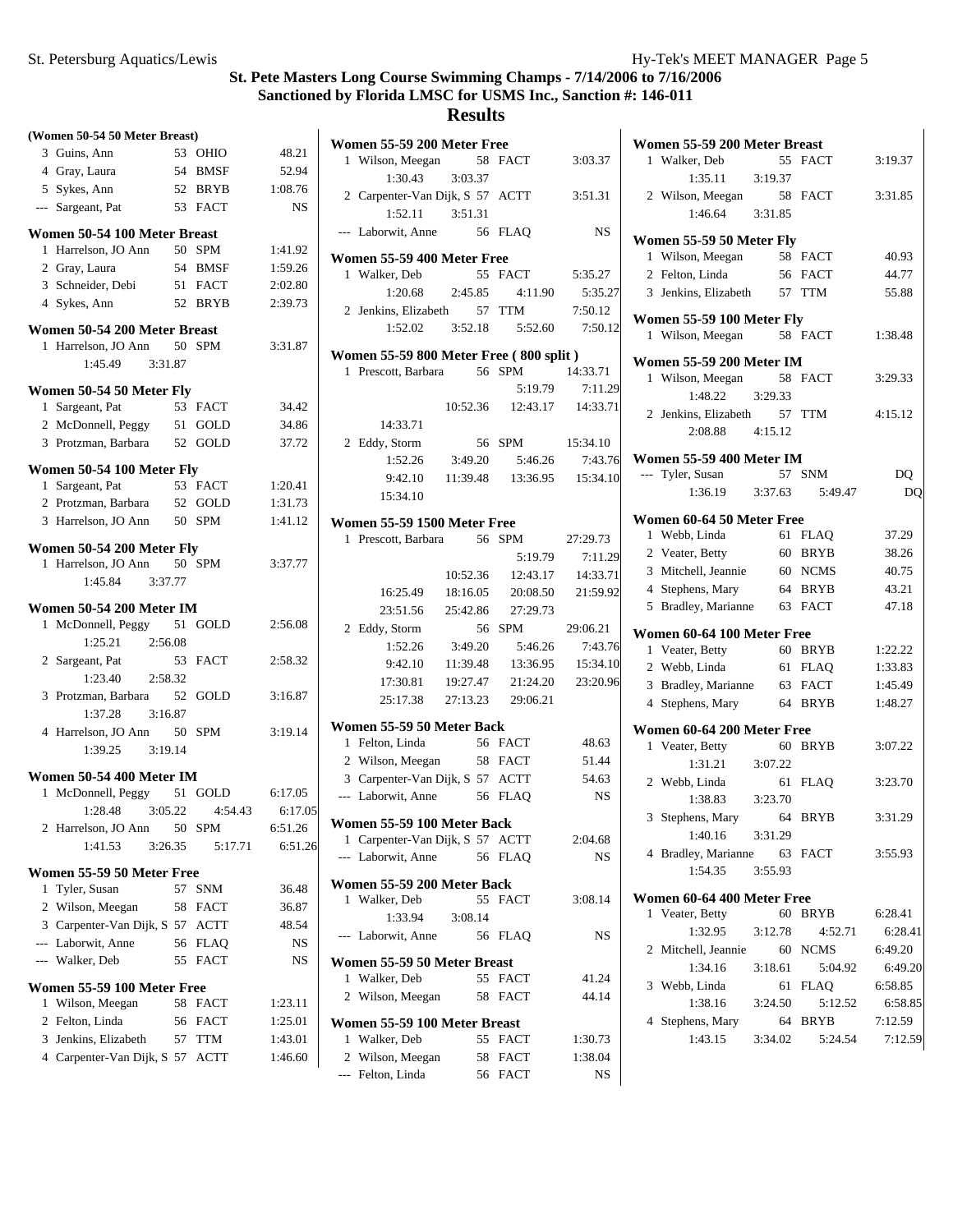# St. Pete Masters Long Course Swimming Champs - 7/14/2006 to 7/16/2006

## Sanctioned by Florida LMSC for USMS Inc., Sanction #: 146-011

## Results

### (Women 50-54 50 Meter Breast)

| Place | Name | Age | Team | Time |
|---|---|---|---|---|
| 3 | Guins, Ann | 53 | OHIO | 48.21 |
| 4 | Gray, Laura | 54 | BMSF | 52.94 |
| 5 | Sykes, Ann | 52 | BRYB | 1:08.76 |
| --- | Sargeant, Pat | 53 | FACT | NS |

### Women 50-54 100 Meter Breast

| Place | Name | Age | Team | Time |
|---|---|---|---|---|
| 1 | Harrelson, JO Ann | 50 | SPM | 1:41.92 |
| 2 | Gray, Laura | 54 | BMSF | 1:59.26 |
| 3 | Schneider, Debi | 51 | FACT | 2:02.80 |
| 4 | Sykes, Ann | 52 | BRYB | 2:39.73 |

### Women 50-54 200 Meter Breast

| Place | Name | Age | Team | Time |
|---|---|---|---|---|
| 1 | Harrelson, JO Ann | 50 | SPM | 3:31.87 |
| | 1:45.49 | 3:31.87 | | |

### Women 50-54 50 Meter Fly

| Place | Name | Age | Team | Time |
|---|---|---|---|---|
| 1 | Sargeant, Pat | 53 | FACT | 34.42 |
| 2 | McDonnell, Peggy | 51 | GOLD | 34.86 |
| 3 | Protzman, Barbara | 52 | GOLD | 37.72 |

### Women 50-54 100 Meter Fly

| Place | Name | Age | Team | Time |
|---|---|---|---|---|
| 1 | Sargeant, Pat | 53 | FACT | 1:20.41 |
| 2 | Protzman, Barbara | 52 | GOLD | 1:31.73 |
| 3 | Harrelson, JO Ann | 50 | SPM | 1:41.12 |

### Women 50-54 200 Meter Fly

| Place | Name | Age | Team | Time |
|---|---|---|---|---|
| 1 | Harrelson, JO Ann | 50 | SPM | 3:37.77 |
| | 1:45.84 | 3:37.77 | | |

### Women 50-54 200 Meter IM

| Place | Name | Age | Team | Time |
|---|---|---|---|---|
| 1 | McDonnell, Peggy | 51 | GOLD | 2:56.08 |
| | 1:25.21 | 2:56.08 | | |
| 2 | Sargeant, Pat | 53 | FACT | 2:58.32 |
| | 1:23.40 | 2:58.32 | | |
| 3 | Protzman, Barbara | 52 | GOLD | 3:16.87 |
| | 1:37.28 | 3:16.87 | | |
| 4 | Harrelson, JO Ann | 50 | SPM | 3:19.14 |
| | 1:39.25 | 3:19.14 | | |

### Women 50-54 400 Meter IM

| Place | Name | Age | Team | Time |
|---|---|---|---|---|
| 1 | McDonnell, Peggy | 51 | GOLD | 6:17.05 |
| | 1:28.48 | 3:05.22 | 4:54.43 | 6:17.05 |
| 2 | Harrelson, JO Ann | 50 | SPM | 6:51.26 |
| | 1:41.53 | 3:26.35 | 5:17.71 | 6:51.26 |

### Women 55-59 50 Meter Free

| Place | Name | Age | Team | Time |
|---|---|---|---|---|
| 1 | Tyler, Susan | 57 | SNM | 36.48 |
| 2 | Wilson, Meegan | 58 | FACT | 36.87 |
| 3 | Carpenter-Van Dijk, S | 57 | ACTT | 48.54 |
| --- | Laborwit, Anne | 56 | FLAQ | NS |
| --- | Walker, Deb | 55 | FACT | NS |

### Women 55-59 100 Meter Free

| Place | Name | Age | Team | Time |
|---|---|---|---|---|
| 1 | Wilson, Meegan | 58 | FACT | 1:23.11 |
| 2 | Felton, Linda | 56 | FACT | 1:25.01 |
| 3 | Jenkins, Elizabeth | 57 | TTM | 1:43.01 |
| 4 | Carpenter-Van Dijk, S | 57 | ACTT | 1:46.60 |

### Women 55-59 200 Meter Free

| Place | Name | Age | Team | Time |
|---|---|---|---|---|
| 1 | Wilson, Meegan | 58 | FACT | 3:03.37 |
| | 1:30.43 | 3:03.37 | | |
| 2 | Carpenter-Van Dijk, S | 57 | ACTT | 3:51.31 |
| | 1:52.11 | 3:51.31 | | |
| --- | Laborwit, Anne | 56 | FLAQ | NS |

### Women 55-59 400 Meter Free

| Place | Name | Age | Team | Time |
|---|---|---|---|---|
| 1 | Walker, Deb | 55 | FACT | 5:35.27 |
| | 1:20.68 | 2:45.85 | 4:11.90 | 5:35.27 |
| 2 | Jenkins, Elizabeth | 57 | TTM | 7:50.12 |
| | 1:52.02 | 3:52.18 | 5:52.60 | 7:50.12 |

### Women 55-59 800 Meter Free ( 800 split )

| Place | Name | Age | Team | Time |
|---|---|---|---|---|
| 1 | Prescott, Barbara | 56 | SPM | 14:33.71 |
| | | | 5:19.79 | 7:11.29 |
| | | 10:52.36 | 12:43.17 | 14:33.71 |
| | 14:33.71 | | | |
| 2 | Eddy, Storm | 56 | SPM | 15:34.10 |
| | 1:52.26 | 3:49.20 | 5:46.26 | 7:43.76 |
| | 9:42.10 | 11:39.48 | 13:36.95 | 15:34.10 |
| | 15:34.10 | | | |

### Women 55-59 1500 Meter Free

| Place | Name | Age | Team | Time |
|---|---|---|---|---|
| 1 | Prescott, Barbara | 56 | SPM | 27:29.73 |
| | | | 5:19.79 | 7:11.29 |
| | | 10:52.36 | 12:43.17 | 14:33.71 |
| | 16:25.49 | 18:16.05 | 20:08.50 | 21:59.92 |
| | 23:51.56 | 25:42.86 | 27:29.73 | |
| 2 | Eddy, Storm | 56 | SPM | 29:06.21 |
| | 1:52.26 | 3:49.20 | 5:46.26 | 7:43.76 |
| | 9:42.10 | 11:39.48 | 13:36.95 | 15:34.10 |
| | 17:30.81 | 19:27.47 | 21:24.20 | 23:20.96 |
| | 25:17.38 | 27:13.23 | 29:06.21 | |

### Women 55-59 50 Meter Back

| Place | Name | Age | Team | Time |
|---|---|---|---|---|
| 1 | Felton, Linda | 56 | FACT | 48.63 |
| 2 | Wilson, Meegan | 58 | FACT | 51.44 |
| 3 | Carpenter-Van Dijk, S | 57 | ACTT | 54.63 |
| --- | Laborwit, Anne | 56 | FLAQ | NS |

### Women 55-59 100 Meter Back

| Place | Name | Age | Team | Time |
|---|---|---|---|---|
| 1 | Carpenter-Van Dijk, S | 57 | ACTT | 2:04.68 |
| --- | Laborwit, Anne | 56 | FLAQ | NS |

### Women 55-59 200 Meter Back

| Place | Name | Age | Team | Time |
|---|---|---|---|---|
| 1 | Walker, Deb | 55 | FACT | 3:08.14 |
| | 1:33.94 | 3:08.14 | | |
| --- | Laborwit, Anne | 56 | FLAQ | NS |

### Women 55-59 50 Meter Breast

| Place | Name | Age | Team | Time |
|---|---|---|---|---|
| 1 | Walker, Deb | 55 | FACT | 41.24 |
| 2 | Wilson, Meegan | 58 | FACT | 44.14 |

### Women 55-59 100 Meter Breast

| Place | Name | Age | Team | Time |
|---|---|---|---|---|
| 1 | Walker, Deb | 55 | FACT | 1:30.73 |
| 2 | Wilson, Meegan | 58 | FACT | 1:38.04 |
| --- | Felton, Linda | 56 | FACT | NS |

### Women 55-59 200 Meter Breast

| Place | Name | Age | Team | Time |
|---|---|---|---|---|
| 1 | Walker, Deb | 55 | FACT | 3:19.37 |
| | 1:35.11 | 3:19.37 | | |
| 2 | Wilson, Meegan | 58 | FACT | 3:31.85 |
| | 1:46.64 | 3:31.85 | | |

### Women 55-59 50 Meter Fly

| Place | Name | Age | Team | Time |
|---|---|---|---|---|
| 1 | Wilson, Meegan | 58 | FACT | 40.93 |
| 2 | Felton, Linda | 56 | FACT | 44.77 |
| 3 | Jenkins, Elizabeth | 57 | TTM | 55.88 |

### Women 55-59 100 Meter Fly

| Place | Name | Age | Team | Time |
|---|---|---|---|---|
| 1 | Wilson, Meegan | 58 | FACT | 1:38.48 |

### Women 55-59 200 Meter IM

| Place | Name | Age | Team | Time |
|---|---|---|---|---|
| 1 | Wilson, Meegan | 58 | FACT | 3:29.33 |
| | 1:48.22 | 3:29.33 | | |
| 2 | Jenkins, Elizabeth | 57 | TTM | 4:15.12 |
| | 2:08.88 | 4:15.12 | | |

### Women 55-59 400 Meter IM

| Place | Name | Age | Team | Time |
|---|---|---|---|---|
| --- | Tyler, Susan | 57 | SNM | DQ |
| | 1:36.19 | 3:37.63 | 5:49.47 | DQ |

### Women 60-64 50 Meter Free

| Place | Name | Age | Team | Time |
|---|---|---|---|---|
| 1 | Webb, Linda | 61 | FLAQ | 37.29 |
| 2 | Veater, Betty | 60 | BRYB | 38.26 |
| 3 | Mitchell, Jeannie | 60 | NCMS | 40.75 |
| 4 | Stephens, Mary | 64 | BRYB | 43.21 |
| 5 | Bradley, Marianne | 63 | FACT | 47.18 |

### Women 60-64 100 Meter Free

| Place | Name | Age | Team | Time |
|---|---|---|---|---|
| 1 | Veater, Betty | 60 | BRYB | 1:22.22 |
| 2 | Webb, Linda | 61 | FLAQ | 1:33.83 |
| 3 | Bradley, Marianne | 63 | FACT | 1:45.49 |
| 4 | Stephens, Mary | 64 | BRYB | 1:48.27 |

### Women 60-64 200 Meter Free

| Place | Name | Age | Team | Time |
|---|---|---|---|---|
| 1 | Veater, Betty | 60 | BRYB | 3:07.22 |
| | 1:31.21 | 3:07.22 | | |
| 2 | Webb, Linda | 61 | FLAQ | 3:23.70 |
| | 1:38.83 | 3:23.70 | | |
| 3 | Stephens, Mary | 64 | BRYB | 3:31.29 |
| | 1:40.16 | 3:31.29 | | |
| 4 | Bradley, Marianne | 63 | FACT | 3:55.93 |
| | 1:54.35 | 3:55.93 | | |

### Women 60-64 400 Meter Free

| Place | Name | Age | Team | Time |
|---|---|---|---|---|
| 1 | Veater, Betty | 60 | BRYB | 6:28.41 |
| | 1:32.95 | 3:12.78 | 4:52.71 | 6:28.41 |
| 2 | Mitchell, Jeannie | 60 | NCMS | 6:49.20 |
| | 1:34.16 | 3:18.61 | 5:04.92 | 6:49.20 |
| 3 | Webb, Linda | 61 | FLAQ | 6:58.85 |
| | 1:38.16 | 3:24.50 | 5:12.52 | 6:58.85 |
| 4 | Stephens, Mary | 64 | BRYB | 7:12.59 |
| | 1:43.15 | 3:34.02 | 5:24.54 | 7:12.59 |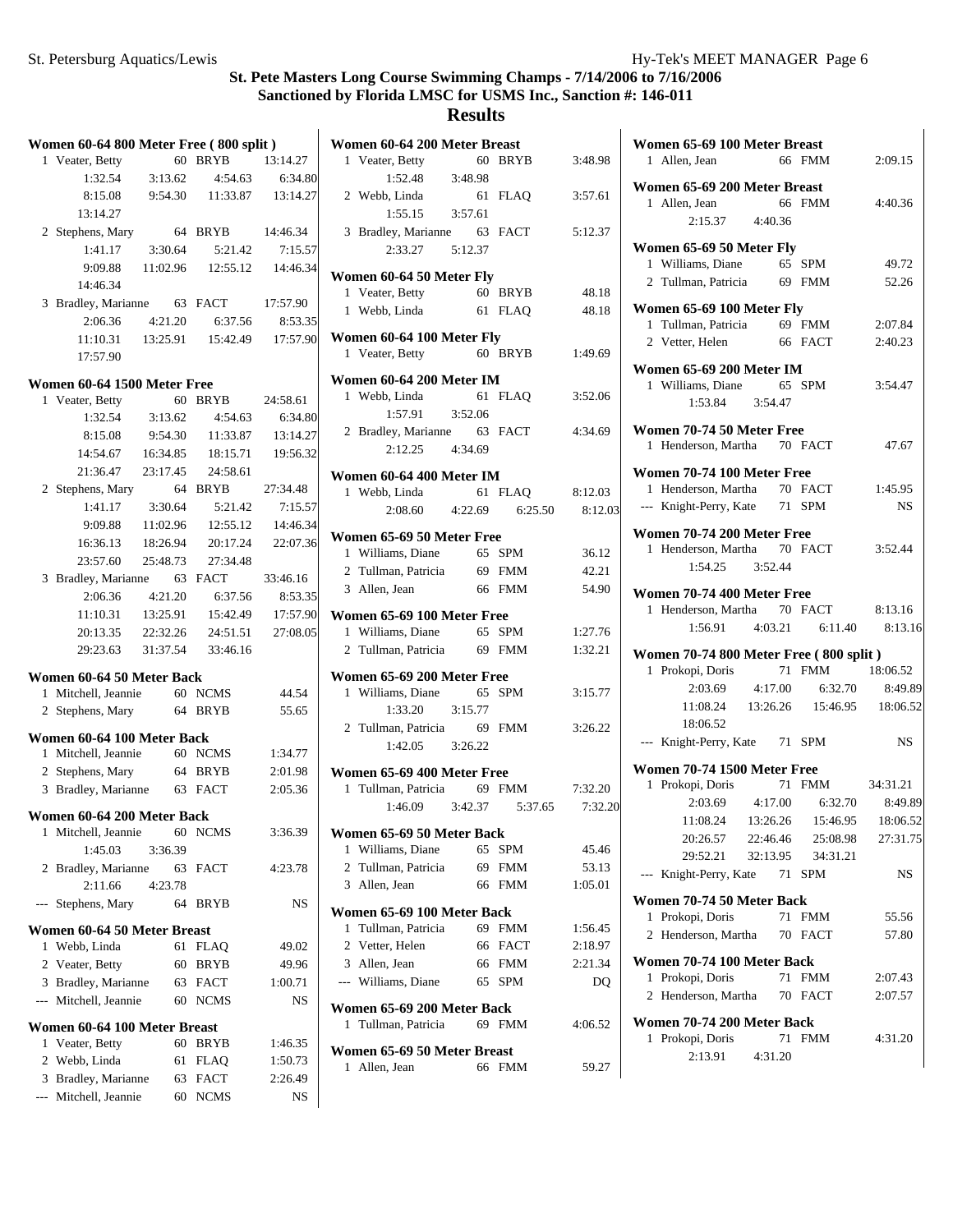St. Pete Masters Long Course Swimming Champs - 7/14/2006 to 7/16/2006
Sanctioned by Florida LMSC for USMS Inc., Sanction #: 146-011

# Results

### Women 60-64 800 Meter Free ( 800 split )

```
 1 Veater, Betty          60 BRYB       13:14.27
       1:32.54     3:13.62     4:54.63     6:34.80
       8:15.08     9:54.30    11:33.87    13:14.27
      13:14.27
 2 Stephens, Mary         64 BRYB       14:46.34
       1:41.17     3:30.64     5:21.42     7:15.57
       9:09.88    11:02.96    12:55.12    14:46.34
      14:46.34
 3 Bradley, Marianne      63 FACT       17:57.90
       2:06.36     4:21.20     6:37.56     8:53.35
      11:10.31    13:25.91    15:42.49    17:57.90
      17:57.90
```

### Women 60-64 1500 Meter Free

```
 1 Veater, Betty          60 BRYB       24:58.61
       1:32.54     3:13.62     4:54.63     6:34.80
       8:15.08     9:54.30    11:33.87    13:14.27
      14:54.67    16:34.85    18:15.71    19:56.32
      21:36.47    23:17.45    24:58.61
 2 Stephens, Mary         64 BRYB       27:34.48
       1:41.17     3:30.64     5:21.42     7:15.57
       9:09.88    11:02.96    12:55.12    14:46.34
      16:36.13    18:26.94    20:17.24    22:07.36
      23:57.60    25:48.73    27:34.48
 3 Bradley, Marianne      63 FACT       33:46.16
       2:06.36     4:21.20     6:37.56     8:53.35
      11:10.31    13:25.91    15:42.49    17:57.90
      20:13.35    22:32.26    24:51.51    27:08.05
      29:23.63    31:37.54    33:46.16
```

### Women 60-64 50 Meter Back

```
 1 Mitchell, Jeannie      60 NCMS          44.54
 2 Stephens, Mary         64 BRYB          55.65
```

### Women 60-64 100 Meter Back

```
 1 Mitchell, Jeannie      60 NCMS        1:34.77
 2 Stephens, Mary         64 BRYB        2:01.98
 3 Bradley, Marianne      63 FACT        2:05.36
```

### Women 60-64 200 Meter Back

```
 1 Mitchell, Jeannie      60 NCMS        3:36.39
       1:45.03     3:36.39
 2 Bradley, Marianne      63 FACT        4:23.78
       2:11.66     4:23.78
--- Stephens, Mary        64 BRYB             NS
```

### Women 60-64 50 Meter Breast

```
 1 Webb, Linda            61 FLAQ          49.02
 2 Veater, Betty          60 BRYB          49.96
 3 Bradley, Marianne      63 FACT        1:00.71
--- Mitchell, Jeannie     60 NCMS             NS
```

### Women 60-64 100 Meter Breast

```
 1 Veater, Betty          60 BRYB        1:46.35
 2 Webb, Linda            61 FLAQ        1:50.73
 3 Bradley, Marianne      63 FACT        2:26.49
--- Mitchell, Jeannie     60 NCMS             NS
```

### Women 60-64 200 Meter Breast

```
 1 Veater, Betty          60 BRYB        3:48.98
       1:52.48     3:48.98
 2 Webb, Linda            61 FLAQ        3:57.61
       1:55.15     3:57.61
 3 Bradley, Marianne      63 FACT        5:12.37
       2:33.27     5:12.37
```

### Women 60-64 50 Meter Fly

```
 1 Veater, Betty          60 BRYB          48.18
 1 Webb, Linda            61 FLAQ          48.18
```

### Women 60-64 100 Meter Fly

```
 1 Veater, Betty          60 BRYB        1:49.69
```

### Women 60-64 200 Meter IM

```
 1 Webb, Linda            61 FLAQ        3:52.06
       1:57.91     3:52.06
 2 Bradley, Marianne      63 FACT        4:34.69
       2:12.25     4:34.69
```

### Women 60-64 400 Meter IM

```
 1 Webb, Linda            61 FLAQ        8:12.03
       2:08.60     4:22.69     6:25.50     8:12.03
```

### Women 65-69 50 Meter Free

```
 1 Williams, Diane        65 SPM           36.12
 2 Tullman, Patricia      69 FMM           42.21
 3 Allen, Jean            66 FMM           54.90
```

### Women 65-69 100 Meter Free

```
 1 Williams, Diane        65 SPM         1:27.76
 2 Tullman, Patricia      69 FMM         1:32.21
```

### Women 65-69 200 Meter Free

```
 1 Williams, Diane        65 SPM         3:15.77
       1:33.20     3:15.77
 2 Tullman, Patricia      69 FMM         3:26.22
       1:42.05     3:26.22
```

### Women 65-69 400 Meter Free

```
 1 Tullman, Patricia      69 FMM         7:32.20
       1:46.09     3:42.37     5:37.65     7:32.20
```

### Women 65-69 50 Meter Back

```
 1 Williams, Diane        65 SPM           45.46
 2 Tullman, Patricia      69 FMM           53.13
 3 Allen, Jean            66 FMM         1:05.01
```

### Women 65-69 100 Meter Back

```
 1 Tullman, Patricia      69 FMM         1:56.45
 2 Vetter, Helen          66 FACT        2:18.97
 3 Allen, Jean            66 FMM         2:21.34
--- Williams, Diane       65 SPM              DQ
```

### Women 65-69 200 Meter Back

```
 1 Tullman, Patricia      69 FMM         4:06.52
```

### Women 65-69 50 Meter Breast

```
 1 Allen, Jean            66 FMM           59.27
```

### Women 65-69 100 Meter Breast

```
 1 Allen, Jean            66 FMM         2:09.15
```

### Women 65-69 200 Meter Breast

```
 1 Allen, Jean            66 FMM         4:40.36
       2:15.37     4:40.36
```

### Women 65-69 50 Meter Fly

```
 1 Williams, Diane        65 SPM           49.72
 2 Tullman, Patricia      69 FMM           52.26
```

### Women 65-69 100 Meter Fly

```
 1 Tullman, Patricia      69 FMM         2:07.84
 2 Vetter, Helen          66 FACT        2:40.23
```

### Women 65-69 200 Meter IM

```
 1 Williams, Diane        65 SPM         3:54.47
       1:53.84     3:54.47
```

### Women 70-74 50 Meter Free

```
 1 Henderson, Martha      70 FACT          47.67
```

### Women 70-74 100 Meter Free

```
 1 Henderson, Martha      70 FACT        1:45.95
--- Knight-Perry, Kate    71 SPM              NS
```

### Women 70-74 200 Meter Free

```
 1 Henderson, Martha      70 FACT        3:52.44
       1:54.25     3:52.44
```

### Women 70-74 400 Meter Free

```
 1 Henderson, Martha      70 FACT        8:13.16
       1:56.91     4:03.21     6:11.40     8:13.16
```

### Women 70-74 800 Meter Free ( 800 split )

```
 1 Prokopi, Doris         71 FMM        18:06.52
       2:03.69     4:17.00     6:32.70     8:49.89
      11:08.24    13:26.26    15:46.95    18:06.52
      18:06.52
--- Knight-Perry, Kate    71 SPM              NS
```

### Women 70-74 1500 Meter Free

```
 1 Prokopi, Doris         71 FMM        34:31.21
       2:03.69     4:17.00     6:32.70     8:49.89
      11:08.24    13:26.26    15:46.95    18:06.52
      20:26.57    22:46.46    25:08.98    27:31.75
      29:52.21    32:13.95    34:31.21
--- Knight-Perry, Kate    71 SPM              NS
```

### Women 70-74 50 Meter Back

```
 1 Prokopi, Doris         71 FMM           55.56
 2 Henderson, Martha      70 FACT          57.80
```

### Women 70-74 100 Meter Back

```
 1 Prokopi, Doris         71 FMM         2:07.43
 2 Henderson, Martha      70 FACT        2:07.57
```

### Women 70-74 200 Meter Back

```
 1 Prokopi, Doris         71 FMM         4:31.20
       2:13.91     4:31.20
```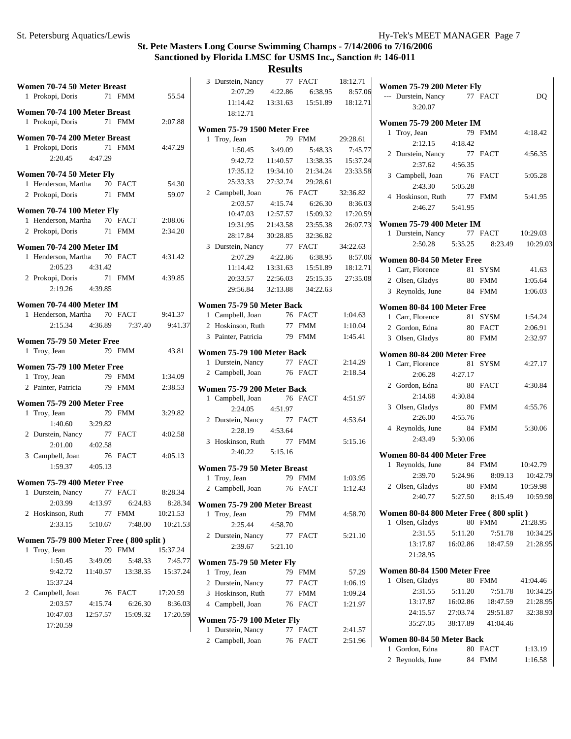# St. Pete Masters Long Course Swimming Champs - 7/14/2006 to 7/16/2006

## Sanctioned by Florida LMSC for USMS Inc., Sanction #: 146-011

## Results

### Women 70-74 50 Meter Breast

1 Prokopi, Doris 71 FMM 55.54

### Women 70-74 100 Meter Breast

1 Prokopi, Doris 71 FMM 2:07.88

### Women 70-74 200 Meter Breast

1 Prokopi, Doris 71 FMM 4:47.29
 2:20.45 4:47.29

### Women 70-74 50 Meter Fly

1 Henderson, Martha 70 FACT 54.30
2 Prokopi, Doris 71 FMM 59.07

### Women 70-74 100 Meter Fly

1 Henderson, Martha 70 FACT 2:08.06
2 Prokopi, Doris 71 FMM 2:34.20

### Women 70-74 200 Meter IM

1 Henderson, Martha 70 FACT 4:31.42
 2:05.23 4:31.42
2 Prokopi, Doris 71 FMM 4:39.85
 2:19.26 4:39.85

### Women 70-74 400 Meter IM

1 Henderson, Martha 70 FACT 9:41.37
 2:15.34 4:36.89 7:37.40 9:41.37

### Women 75-79 50 Meter Free

1 Troy, Jean 79 FMM 43.81

### Women 75-79 100 Meter Free

1 Troy, Jean 79 FMM 1:34.09
2 Painter, Patricia 79 FMM 2:38.53

### Women 75-79 200 Meter Free

1 Troy, Jean 79 FMM 3:29.82
 1:40.60 3:29.82
2 Durstein, Nancy 77 FACT 4:02.58
 2:01.00 4:02.58
3 Campbell, Joan 76 FACT 4:05.13
 1:59.37 4:05.13

### Women 75-79 400 Meter Free

1 Durstein, Nancy 77 FACT 8:28.34
 2:03.99 4:13.97 6:24.83 8:28.34
2 Hoskinson, Ruth 77 FMM 10:21.53
 2:33.15 5:10.67 7:48.00 10:21.53

### Women 75-79 800 Meter Free ( 800 split )

1 Troy, Jean 79 FMM 15:37.24
 1:50.45 3:49.09 5:48.33 7:45.77
 9:42.72 11:40.57 13:38.35 15:37.24
 15:37.24
2 Campbell, Joan 76 FACT 17:20.59
 2:03.57 4:15.74 6:26.30 8:36.03
 10:47.03 12:57.57 15:09.32 17:20.59
 17:20.59
3 Durstein, Nancy 77 FACT 18:12.71
 2:07.29 4:22.86 6:38.95 8:57.06
 11:14.42 13:31.63 15:51.89 18:12.71
 18:12.71

### Women 75-79 1500 Meter Free

1 Troy, Jean 79 FMM 29:28.61
 1:50.45 3:49.09 5:48.33 7:45.77
 9:42.72 11:40.57 13:38.35 15:37.24
 17:35.12 19:34.10 21:34.24 23:33.58
 25:33.33 27:32.74 29:28.61
2 Campbell, Joan 76 FACT 32:36.82
 2:03.57 4:15.74 6:26.30 8:36.03
 10:47.03 12:57.57 15:09.32 17:20.59
 19:31.95 21:43.58 23:55.38 26:07.73
 28:17.84 30:28.85 32:36.82
3 Durstein, Nancy 77 FACT 34:22.63
 2:07.29 4:22.86 6:38.95 8:57.06
 11:14.42 13:31.63 15:51.89 18:12.71
 20:33.57 22:56.03 25:15.35 27:35.08
 29:56.84 32:13.88 34:22.63

### Women 75-79 50 Meter Back

1 Campbell, Joan 76 FACT 1:04.63
2 Hoskinson, Ruth 77 FMM 1:10.04
3 Painter, Patricia 79 FMM 1:45.41

### Women 75-79 100 Meter Back

1 Durstein, Nancy 77 FACT 2:14.29
2 Campbell, Joan 76 FACT 2:18.54

### Women 75-79 200 Meter Back

1 Campbell, Joan 76 FACT 4:51.97
 2:24.05 4:51.97
2 Durstein, Nancy 77 FACT 4:53.64
 2:28.19 4:53.64
3 Hoskinson, Ruth 77 FMM 5:15.16
 2:40.22 5:15.16

### Women 75-79 50 Meter Breast

1 Troy, Jean 79 FMM 1:03.95
2 Campbell, Joan 76 FACT 1:12.43

### Women 75-79 200 Meter Breast

1 Troy, Jean 79 FMM 4:58.70
 2:25.44 4:58.70
2 Durstein, Nancy 77 FACT 5:21.10
 2:39.67 5:21.10

### Women 75-79 50 Meter Fly

1 Troy, Jean 79 FMM 57.29
2 Durstein, Nancy 77 FACT 1:06.19
3 Hoskinson, Ruth 77 FMM 1:09.24
4 Campbell, Joan 76 FACT 1:21.97

### Women 75-79 100 Meter Fly

1 Durstein, Nancy 77 FACT 2:41.57
2 Campbell, Joan 76 FACT 2:51.96

### Women 75-79 200 Meter Fly

--- Durstein, Nancy 77 FACT DQ
 3:20.07

### Women 75-79 200 Meter IM

1 Troy, Jean 79 FMM 4:18.42
 2:12.15 4:18.42
2 Durstein, Nancy 77 FACT 4:56.35
 2:37.62 4:56.35
3 Campbell, Joan 76 FACT 5:05.28
 2:43.30 5:05.28
4 Hoskinson, Ruth 77 FMM 5:41.95
 2:46.27 5:41.95

### Women 75-79 400 Meter IM

1 Durstein, Nancy 77 FACT 10:29.03
 2:50.28 5:35.25 8:23.49 10:29.03

### Women 80-84 50 Meter Free

1 Carr, Florence 81 SYSM 41.63
2 Olsen, Gladys 80 FMM 1:05.64
3 Reynolds, June 84 FMM 1:06.03

### Women 80-84 100 Meter Free

1 Carr, Florence 81 SYSM 1:54.24
2 Gordon, Edna 80 FACT 2:06.91
3 Olsen, Gladys 80 FMM 2:32.97

### Women 80-84 200 Meter Free

1 Carr, Florence 81 SYSM 4:27.17
 2:06.28 4:27.17
2 Gordon, Edna 80 FACT 4:30.84
 2:14.68 4:30.84
3 Olsen, Gladys 80 FMM 4:55.76
 2:26.00 4:55.76
4 Reynolds, June 84 FMM 5:30.06
 2:43.49 5:30.06

### Women 80-84 400 Meter Free

1 Reynolds, June 84 FMM 10:42.79
 2:39.70 5:24.96 8:09.13 10:42.79
2 Olsen, Gladys 80 FMM 10:59.98
 2:40.77 5:27.50 8:15.49 10:59.98

### Women 80-84 800 Meter Free ( 800 split )

1 Olsen, Gladys 80 FMM 21:28.95
 2:31.55 5:11.20 7:51.78 10:34.25
 13:17.87 16:02.86 18:47.59 21:28.95
 21:28.95

### Women 80-84 1500 Meter Free

1 Olsen, Gladys 80 FMM 41:04.46
 2:31.55 5:11.20 7:51.78 10:34.25
 13:17.87 16:02.86 18:47.59 21:28.95
 24:15.57 27:03.74 29:51.87 32:38.93
 35:27.05 38:17.89 41:04.46

### Women 80-84 50 Meter Back

1 Gordon, Edna 80 FACT 1:13.19
2 Reynolds, June 84 FMM 1:16.58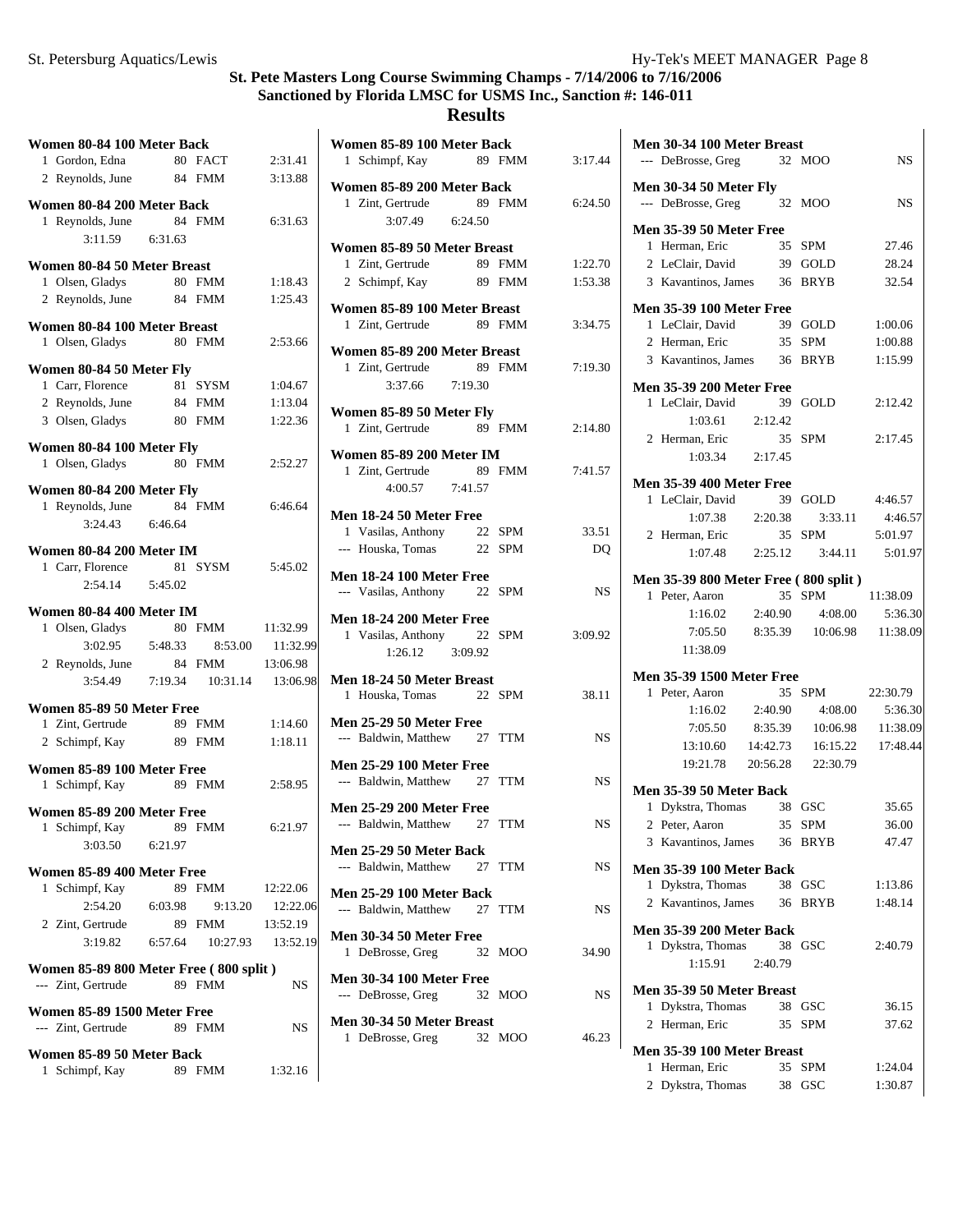## St. Pete Masters Long Course Swimming Champs - 7/14/2006 to 7/16/2006

## Sanctioned by Florida LMSC for USMS Inc., Sanction #: 146-011

# Results

### Women 80-84 100 Meter Back
```
  1 Gordon, Edna          80 FACT         2:31.41
  2 Reynolds, June        84 FMM          3:13.88
```

### Women 80-84 200 Meter Back
```
  1 Reynolds, June        84 FMM          6:31.63
       3:11.59    6:31.63
```

### Women 80-84 50 Meter Breast
```
  1 Olsen, Gladys         80 FMM          1:18.43
  2 Reynolds, June        84 FMM          1:25.43
```

### Women 80-84 100 Meter Breast
```
  1 Olsen, Gladys         80 FMM          2:53.66
```

### Women 80-84 50 Meter Fly
```
  1 Carr, Florence        81 SYSM         1:04.67
  2 Reynolds, June        84 FMM          1:13.04
  3 Olsen, Gladys         80 FMM          1:22.36
```

### Women 80-84 100 Meter Fly
```
  1 Olsen, Gladys         80 FMM          2:52.27
```

### Women 80-84 200 Meter Fly
```
  1 Reynolds, June        84 FMM          6:46.64
       3:24.43    6:46.64
```

### Women 80-84 200 Meter IM
```
  1 Carr, Florence        81 SYSM         5:45.02
       2:54.14    5:45.02
```

### Women 80-84 400 Meter IM
```
  1 Olsen, Gladys         80 FMM         11:32.99
       3:02.95    5:48.33    8:53.00   11:32.99
  2 Reynolds, June        84 FMM         13:06.98
       3:54.49    7:19.34   10:31.14   13:06.98
```

### Women 85-89 50 Meter Free
```
  1 Zint, Gertrude        89 FMM          1:14.60
  2 Schimpf, Kay          89 FMM          1:18.11
```

### Women 85-89 100 Meter Free
```
  1 Schimpf, Kay          89 FMM          2:58.95
```

### Women 85-89 200 Meter Free
```
  1 Schimpf, Kay          89 FMM          6:21.97
       3:03.50    6:21.97
```

### Women 85-89 400 Meter Free
```
  1 Schimpf, Kay          89 FMM         12:22.06
       2:54.20    6:03.98    9:13.20   12:22.06
  2 Zint, Gertrude        89 FMM         13:52.19
       3:19.82    6:57.64   10:27.93   13:52.19
```

### Women 85-89 800 Meter Free ( 800 split )
```
--- Zint, Gertrude        89 FMM               NS
```

### Women 85-89 1500 Meter Free
```
--- Zint, Gertrude        89 FMM               NS
```

### Women 85-89 50 Meter Back
```
  1 Schimpf, Kay          89 FMM          1:32.16
```

### Women 85-89 100 Meter Back
```
  1 Schimpf, Kay          89 FMM          3:17.44
```

### Women 85-89 200 Meter Back
```
  1 Zint, Gertrude        89 FMM          6:24.50
       3:07.49    6:24.50
```

### Women 85-89 50 Meter Breast
```
  1 Zint, Gertrude        89 FMM          1:22.70
  2 Schimpf, Kay          89 FMM          1:53.38
```

### Women 85-89 100 Meter Breast
```
  1 Zint, Gertrude        89 FMM          3:34.75
```

### Women 85-89 200 Meter Breast
```
  1 Zint, Gertrude        89 FMM          7:19.30
       3:37.66    7:19.30
```

### Women 85-89 50 Meter Fly
```
  1 Zint, Gertrude        89 FMM          2:14.80
```

### Women 85-89 200 Meter IM
```
  1 Zint, Gertrude        89 FMM          7:41.57
       4:00.57    7:41.57
```

### Men 18-24 50 Meter Free
```
  1 Vasilas, Anthony      22 SPM            33.51
--- Houska, Tomas         22 SPM               DQ
```

### Men 18-24 100 Meter Free
```
--- Vasilas, Anthony      22 SPM               NS
```

### Men 18-24 200 Meter Free
```
  1 Vasilas, Anthony      22 SPM          3:09.92
       1:26.12    3:09.92
```

### Men 18-24 50 Meter Breast
```
  1 Houska, Tomas         22 SPM            38.11
```

### Men 25-29 50 Meter Free
```
--- Baldwin, Matthew      27 TTM               NS
```

### Men 25-29 100 Meter Free
```
--- Baldwin, Matthew      27 TTM               NS
```

### Men 25-29 200 Meter Free
```
--- Baldwin, Matthew      27 TTM               NS
```

### Men 25-29 50 Meter Back
```
--- Baldwin, Matthew      27 TTM               NS
```

### Men 25-29 100 Meter Back
```
--- Baldwin, Matthew      27 TTM               NS
```

### Men 30-34 50 Meter Free
```
  1 DeBrosse, Greg        32 MOO            34.90
```

### Men 30-34 100 Meter Free
```
--- DeBrosse, Greg        32 MOO               NS
```

### Men 30-34 50 Meter Breast
```
  1 DeBrosse, Greg        32 MOO            46.23
```

### Men 30-34 100 Meter Breast
```
--- DeBrosse, Greg        32 MOO               NS
```

### Men 30-34 50 Meter Fly
```
--- DeBrosse, Greg        32 MOO               NS
```

### Men 35-39 50 Meter Free
```
  1 Herman, Eric          35 SPM            27.46
  2 LeClair, David        39 GOLD           28.24
  3 Kavantinos, James     36 BRYB           32.54
```

### Men 35-39 100 Meter Free
```
  1 LeClair, David        39 GOLD         1:00.06
  2 Herman, Eric          35 SPM          1:00.88
  3 Kavantinos, James     36 BRYB         1:15.99
```

### Men 35-39 200 Meter Free
```
  1 LeClair, David        39 GOLD         2:12.42
       1:03.61    2:12.42
  2 Herman, Eric          35 SPM          2:17.45
       1:03.34    2:17.45
```

### Men 35-39 400 Meter Free
```
  1 LeClair, David        39 GOLD         4:46.57
       1:07.38    2:20.38    3:33.11    4:46.57
  2 Herman, Eric          35 SPM          5:01.97
       1:07.48    2:25.12    3:44.11    5:01.97
```

### Men 35-39 800 Meter Free ( 800 split )
```
  1 Peter, Aaron          35 SPM         11:38.09
       1:16.02    2:40.90    4:08.00    5:36.30
       7:05.50    8:35.39   10:06.98   11:38.09
      11:38.09
```

### Men 35-39 1500 Meter Free
```
  1 Peter, Aaron          35 SPM         22:30.79
       1:16.02    2:40.90    4:08.00    5:36.30
       7:05.50    8:35.39   10:06.98   11:38.09
      13:10.60   14:42.73   16:15.22   17:48.44
      19:21.78   20:56.28   22:30.79
```

### Men 35-39 50 Meter Back
```
  1 Dykstra, Thomas       38 GSC            35.65
  2 Peter, Aaron          35 SPM            36.00
  3 Kavantinos, James     36 BRYB           47.47
```

### Men 35-39 100 Meter Back
```
  1 Dykstra, Thomas       38 GSC          1:13.86
  2 Kavantinos, James     36 BRYB         1:48.14
```

### Men 35-39 200 Meter Back
```
  1 Dykstra, Thomas       38 GSC          2:40.79
       1:15.91    2:40.79
```

### Men 35-39 50 Meter Breast
```
  1 Dykstra, Thomas       38 GSC            36.15
  2 Herman, Eric          35 SPM            37.62
```

### Men 35-39 100 Meter Breast
```
  1 Herman, Eric          35 SPM          1:24.04
  2 Dykstra, Thomas       38 GSC          1:30.87
```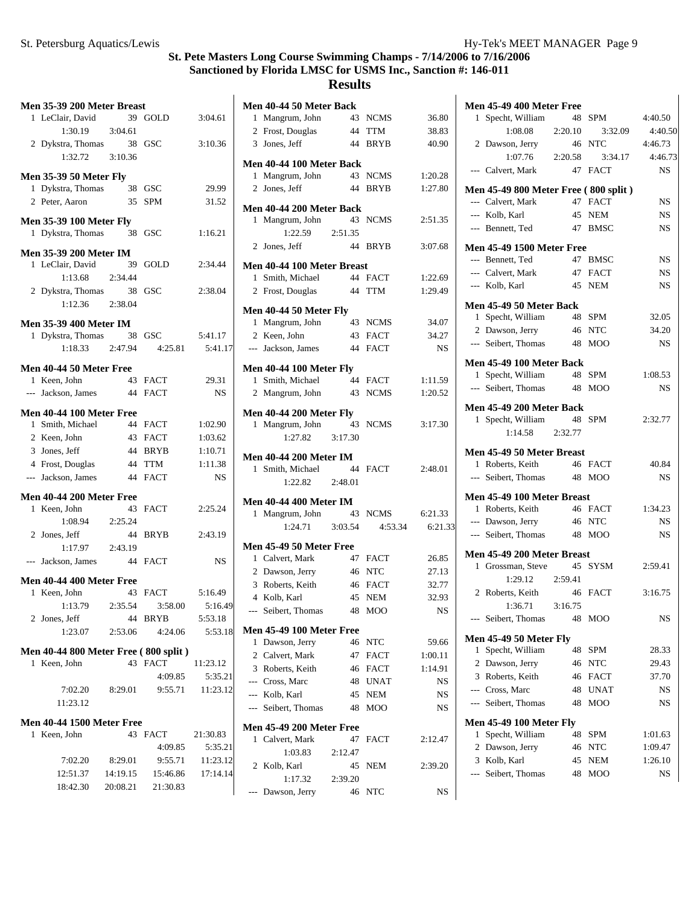# St. Pete Masters Long Course Swimming Champs - 7/14/2006 to 7/16/2006

**Sanctioned by Florida LMSC for USMS Inc., Sanction #: 146-011**

## Results

### Men 35-39 200 Meter Breast

| Place | Name | Age | Team | Time |
|---|---|---|---|---|
| 1 | LeClair, David | 39 | GOLD | 3:04.61 |
| | 1:30.19 | 3:04.61 | | |
| 2 | Dykstra, Thomas | 38 | GSC | 3:10.36 |
| | 1:32.72 | 3:10.36 | | |

### Men 35-39 50 Meter Fly

| Place | Name | Age | Team | Time |
|---|---|---|---|---|
| 1 | Dykstra, Thomas | 38 | GSC | 29.99 |
| 2 | Peter, Aaron | 35 | SPM | 31.52 |

### Men 35-39 100 Meter Fly

| Place | Name | Age | Team | Time |
|---|---|---|---|---|
| 1 | Dykstra, Thomas | 38 | GSC | 1:16.21 |

### Men 35-39 200 Meter IM

| Place | Name | Age | Team | Time |
|---|---|---|---|---|
| 1 | LeClair, David | 39 | GOLD | 2:34.44 |
| | 1:13.68 | 2:34.44 | | |
| 2 | Dykstra, Thomas | 38 | GSC | 2:38.04 |
| | 1:12.36 | 2:38.04 | | |

### Men 35-39 400 Meter IM

| Place | Name | Age | Team | Time |
|---|---|---|---|---|
| 1 | Dykstra, Thomas | 38 | GSC | 5:41.17 |
| | 1:18.33 | 2:47.94 | 4:25.81 | 5:41.17 |

### Men 40-44 50 Meter Free

| Place | Name | Age | Team | Time |
|---|---|---|---|---|
| 1 | Keen, John | 43 | FACT | 29.31 |
| --- | Jackson, James | 44 | FACT | NS |

### Men 40-44 100 Meter Free

| Place | Name | Age | Team | Time |
|---|---|---|---|---|
| 1 | Smith, Michael | 44 | FACT | 1:02.90 |
| 2 | Keen, John | 43 | FACT | 1:03.62 |
| 3 | Jones, Jeff | 44 | BRYB | 1:10.71 |
| 4 | Frost, Douglas | 44 | TTM | 1:11.38 |
| --- | Jackson, James | 44 | FACT | NS |

### Men 40-44 200 Meter Free

| Place | Name | Age | Team | Time |
|---|---|---|---|---|
| 1 | Keen, John | 43 | FACT | 2:25.24 |
| | 1:08.94 | 2:25.24 | | |
| 2 | Jones, Jeff | 44 | BRYB | 2:43.19 |
| | 1:17.97 | 2:43.19 | | |
| --- | Jackson, James | 44 | FACT | NS |

### Men 40-44 400 Meter Free

| Place | Name | Age | Team | Time |
|---|---|---|---|---|
| 1 | Keen, John | 43 | FACT | 5:16.49 |
| | 1:13.79 | 2:35.54 | 3:58.00 | 5:16.49 |
| 2 | Jones, Jeff | 44 | BRYB | 5:53.18 |
| | 1:23.07 | 2:53.06 | 4:24.06 | 5:53.18 |

### Men 40-44 800 Meter Free ( 800 split )

| Place | Name | Age | Team | Time |
|---|---|---|---|---|
| 1 | Keen, John | 43 | FACT | 11:23.12 |
| | | | 4:09.85 | 5:35.21 |
| | 7:02.20 | 8:29.01 | 9:55.71 | 11:23.12 |
| | 11:23.12 | | | |

### Men 40-44 1500 Meter Free

| Place | Name | Age | Team | Time |
|---|---|---|---|---|
| 1 | Keen, John | 43 | FACT | 21:30.83 |
| | | | 4:09.85 | 5:35.21 |
| | 7:02.20 | 8:29.01 | 9:55.71 | 11:23.12 |
| | 12:51.37 | 14:19.15 | 15:46.86 | 17:14.14 |
| | 18:42.30 | 20:08.21 | 21:30.83 | |

### Men 40-44 50 Meter Back

| Place | Name | Age | Team | Time |
|---|---|---|---|---|
| 1 | Mangrum, John | 43 | NCMS | 36.80 |
| 2 | Frost, Douglas | 44 | TTM | 38.83 |
| 3 | Jones, Jeff | 44 | BRYB | 40.90 |

### Men 40-44 100 Meter Back

| Place | Name | Age | Team | Time |
|---|---|---|---|---|
| 1 | Mangrum, John | 43 | NCMS | 1:20.28 |
| 2 | Jones, Jeff | 44 | BRYB | 1:27.80 |

### Men 40-44 200 Meter Back

| Place | Name | Age | Team | Time |
|---|---|---|---|---|
| 1 | Mangrum, John | 43 | NCMS | 2:51.35 |
| | 1:22.59 | 2:51.35 | | |
| 2 | Jones, Jeff | 44 | BRYB | 3:07.68 |

### Men 40-44 100 Meter Breast

| Place | Name | Age | Team | Time |
|---|---|---|---|---|
| 1 | Smith, Michael | 44 | FACT | 1:22.69 |
| 2 | Frost, Douglas | 44 | TTM | 1:29.49 |

### Men 40-44 50 Meter Fly

| Place | Name | Age | Team | Time |
|---|---|---|---|---|
| 1 | Mangrum, John | 43 | NCMS | 34.07 |
| 2 | Keen, John | 43 | FACT | 34.27 |
| --- | Jackson, James | 44 | FACT | NS |

### Men 40-44 100 Meter Fly

| Place | Name | Age | Team | Time |
|---|---|---|---|---|
| 1 | Smith, Michael | 44 | FACT | 1:11.59 |
| 2 | Mangrum, John | 43 | NCMS | 1:20.52 |

### Men 40-44 200 Meter Fly

| Place | Name | Age | Team | Time |
|---|---|---|---|---|
| 1 | Mangrum, John | 43 | NCMS | 3:17.30 |
| | 1:27.82 | 3:17.30 | | |

### Men 40-44 200 Meter IM

| Place | Name | Age | Team | Time |
|---|---|---|---|---|
| 1 | Smith, Michael | 44 | FACT | 2:48.01 |
| | 1:22.82 | 2:48.01 | | |

### Men 40-44 400 Meter IM

| Place | Name | Age | Team | Time |
|---|---|---|---|---|
| 1 | Mangrum, John | 43 | NCMS | 6:21.33 |
| | 1:24.71 | 3:03.54 | 4:53.34 | 6:21.33 |

### Men 45-49 50 Meter Free

| Place | Name | Age | Team | Time |
|---|---|---|---|---|
| 1 | Calvert, Mark | 47 | FACT | 26.85 |
| 2 | Dawson, Jerry | 46 | NTC | 27.13 |
| 3 | Roberts, Keith | 46 | FACT | 32.77 |
| 4 | Kolb, Karl | 45 | NEM | 32.93 |
| --- | Seibert, Thomas | 48 | MOO | NS |

### Men 45-49 100 Meter Free

| Place | Name | Age | Team | Time |
|---|---|---|---|---|
| 1 | Dawson, Jerry | 46 | NTC | 59.66 |
| 2 | Calvert, Mark | 47 | FACT | 1:00.11 |
| 3 | Roberts, Keith | 46 | FACT | 1:14.91 |
| --- | Cross, Marc | 48 | UNAT | NS |
| --- | Kolb, Karl | 45 | NEM | NS |
| --- | Seibert, Thomas | 48 | MOO | NS |

### Men 45-49 200 Meter Free

| Place | Name | Age | Team | Time |
|---|---|---|---|---|
| 1 | Calvert, Mark | 47 | FACT | 2:12.47 |
| | 1:03.83 | 2:12.47 | | |
| 2 | Kolb, Karl | 45 | NEM | 2:39.20 |
| | 1:17.32 | 2:39.20 | | |
| --- | Dawson, Jerry | 46 | NTC | NS |

### Men 45-49 400 Meter Free

| Place | Name | Age | Team | Time |
|---|---|---|---|---|
| 1 | Specht, William | 48 | SPM | 4:40.50 |
| | 1:08.08 | 2:20.10 | 3:32.09 | 4:40.50 |
| 2 | Dawson, Jerry | 46 | NTC | 4:46.73 |
| | 1:07.76 | 2:20.58 | 3:34.17 | 4:46.73 |
| --- | Calvert, Mark | 47 | FACT | NS |

### Men 45-49 800 Meter Free ( 800 split )

| Place | Name | Age | Team | Time |
|---|---|---|---|---|
| --- | Calvert, Mark | 47 | FACT | NS |
| --- | Kolb, Karl | 45 | NEM | NS |
| --- | Bennett, Ted | 47 | BMSC | NS |

### Men 45-49 1500 Meter Free

| Place | Name | Age | Team | Time |
|---|---|---|---|---|
| --- | Bennett, Ted | 47 | BMSC | NS |
| --- | Calvert, Mark | 47 | FACT | NS |
| --- | Kolb, Karl | 45 | NEM | NS |

### Men 45-49 50 Meter Back

| Place | Name | Age | Team | Time |
|---|---|---|---|---|
| 1 | Specht, William | 48 | SPM | 32.05 |
| 2 | Dawson, Jerry | 46 | NTC | 34.20 |
| --- | Seibert, Thomas | 48 | MOO | NS |

### Men 45-49 100 Meter Back

| Place | Name | Age | Team | Time |
|---|---|---|---|---|
| 1 | Specht, William | 48 | SPM | 1:08.53 |
| --- | Seibert, Thomas | 48 | MOO | NS |

### Men 45-49 200 Meter Back

| Place | Name | Age | Team | Time |
|---|---|---|---|---|
| 1 | Specht, William | 48 | SPM | 2:32.77 |
| | 1:14.58 | 2:32.77 | | |

### Men 45-49 50 Meter Breast

| Place | Name | Age | Team | Time |
|---|---|---|---|---|
| 1 | Roberts, Keith | 46 | FACT | 40.84 |
| --- | Seibert, Thomas | 48 | MOO | NS |

### Men 45-49 100 Meter Breast

| Place | Name | Age | Team | Time |
|---|---|---|---|---|
| 1 | Roberts, Keith | 46 | FACT | 1:34.23 |
| --- | Dawson, Jerry | 46 | NTC | NS |
| --- | Seibert, Thomas | 48 | MOO | NS |

### Men 45-49 200 Meter Breast

| Place | Name | Age | Team | Time |
|---|---|---|---|---|
| 1 | Grossman, Steve | 45 | SYSM | 2:59.41 |
| | 1:29.12 | 2:59.41 | | |
| 2 | Roberts, Keith | 46 | FACT | 3:16.75 |
| | 1:36.71 | 3:16.75 | | |
| --- | Seibert, Thomas | 48 | MOO | NS |

### Men 45-49 50 Meter Fly

| Place | Name | Age | Team | Time |
|---|---|---|---|---|
| 1 | Specht, William | 48 | SPM | 28.33 |
| 2 | Dawson, Jerry | 46 | NTC | 29.43 |
| 3 | Roberts, Keith | 46 | FACT | 37.70 |
| --- | Cross, Marc | 48 | UNAT | NS |
| --- | Seibert, Thomas | 48 | MOO | NS |

### Men 45-49 100 Meter Fly

| Place | Name | Age | Team | Time |
|---|---|---|---|---|
| 1 | Specht, William | 48 | SPM | 1:01.63 |
| 2 | Dawson, Jerry | 46 | NTC | 1:09.47 |
| 3 | Kolb, Karl | 45 | NEM | 1:26.10 |
| --- | Seibert, Thomas | 48 | MOO | NS |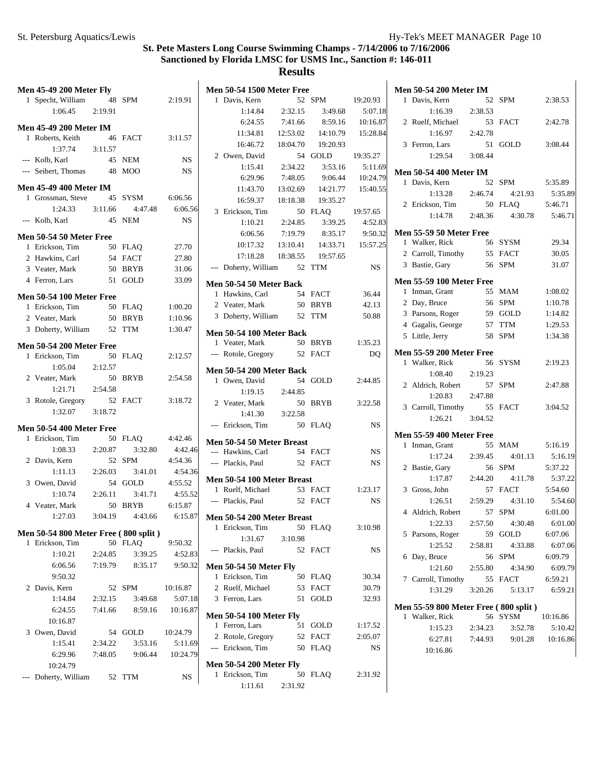# St. Pete Masters Long Course Swimming Champs - 7/14/2006 to 7/16/2006

## Sanctioned by Florida LMSC for USMS Inc., Sanction #: 146-011

## Results

### Men 45-49 200 Meter Fly

| Place | Name | Age | Team | Time |
|---|---|---|---|---|
| 1 | Specht, William | 48 | SPM | 2:19.91 |
| | 1:06.45 | 2:19.91 | | |

### Men 45-49 200 Meter IM

| Place | Name | Age | Team | Time |
|---|---|---|---|---|
| 1 | Roberts, Keith | 46 | FACT | 3:11.57 |
| | 1:37.74 | 3:11.57 | | |
| --- | Kolb, Karl | 45 | NEM | NS |
| --- | Seibert, Thomas | 48 | MOO | NS |

### Men 45-49 400 Meter IM

| Place | Name | Age | Team | Time |
|---|---|---|---|---|
| 1 | Grossman, Steve | 45 | SYSM | 6:06.56 |
| | 1:24.33 | 3:11.66 | 4:47.48 | 6:06.56 |
| --- | Kolb, Karl | 45 | NEM | NS |

### Men 50-54 50 Meter Free

| Place | Name | Age | Team | Time |
|---|---|---|---|---|
| 1 | Erickson, Tim | 50 | FLAQ | 27.70 |
| 2 | Hawkins, Carl | 54 | FACT | 27.80 |
| 3 | Veater, Mark | 50 | BRYB | 31.06 |
| 4 | Ferron, Lars | 51 | GOLD | 33.09 |

### Men 50-54 100 Meter Free

| Place | Name | Age | Team | Time |
|---|---|---|---|---|
| 1 | Erickson, Tim | 50 | FLAQ | 1:00.20 |
| 2 | Veater, Mark | 50 | BRYB | 1:10.96 |
| 3 | Doherty, William | 52 | TTM | 1:30.47 |

### Men 50-54 200 Meter Free

| Place | Name | Age | Team | Time |
|---|---|---|---|---|
| 1 | Erickson, Tim | 50 | FLAQ | 2:12.57 |
| | 1:05.04 | 2:12.57 | | |
| 2 | Veater, Mark | 50 | BRYB | 2:54.58 |
| | 1:21.71 | 2:54.58 | | |
| 3 | Rotole, Gregory | 52 | FACT | 3:18.72 |
| | 1:32.07 | 3:18.72 | | |

### Men 50-54 400 Meter Free

| Place | Name | Age | Team | Time |
|---|---|---|---|---|
| 1 | Erickson, Tim | 50 | FLAQ | 4:42.46 |
| | 1:08.33 | 2:20.87 | 3:32.80 | 4:42.46 |
| 2 | Davis, Kern | 52 | SPM | 4:54.36 |
| | 1:11.13 | 2:26.03 | 3:41.01 | 4:54.36 |
| 3 | Owen, David | 54 | GOLD | 4:55.52 |
| | 1:10.74 | 2:26.11 | 3:41.71 | 4:55.52 |
| 4 | Veater, Mark | 50 | BRYB | 6:15.87 |
| | 1:27.03 | 3:04.19 | 4:43.66 | 6:15.87 |

### Men 50-54 800 Meter Free ( 800 split )

| Place | Name | Age | Team | Time |
|---|---|---|---|---|
| 1 | Erickson, Tim | 50 | FLAQ | 9:50.32 |
| | 1:10.21 | 2:24.85 | 3:39.25 | 4:52.83 |
| | 6:06.56 | 7:19.79 | 8:35.17 | 9:50.32 |
| | 9:50.32 | | | |
| 2 | Davis, Kern | 52 | SPM | 10:16.87 |
| | 1:14.84 | 2:32.15 | 3:49.68 | 5:07.18 |
| | 6:24.55 | 7:41.66 | 8:59.16 | 10:16.87 |
| | 10:16.87 | | | |
| 3 | Owen, David | 54 | GOLD | 10:24.79 |
| | 1:15.41 | 2:34.22 | 3:53.16 | 5:11.69 |
| | 6:29.96 | 7:48.05 | 9:06.44 | 10:24.79 |
| | 10:24.79 | | | |
| --- | Doherty, William | 52 | TTM | NS |

### Men 50-54 1500 Meter Free

| Place | Name | Age | Team | Time |
|---|---|---|---|---|
| 1 | Davis, Kern | 52 | SPM | 19:20.93 |
| | 1:14.84 | 2:32.15 | 3:49.68 | 5:07.18 |
| | 6:24.55 | 7:41.66 | 8:59.16 | 10:16.87 |
| | 11:34.81 | 12:53.02 | 14:10.79 | 15:28.84 |
| | 16:46.72 | 18:04.70 | 19:20.93 | |
| 2 | Owen, David | 54 | GOLD | 19:35.27 |
| | 1:15.41 | 2:34.22 | 3:53.16 | 5:11.69 |
| | 6:29.96 | 7:48.05 | 9:06.44 | 10:24.79 |
| | 11:43.70 | 13:02.69 | 14:21.77 | 15:40.55 |
| | 16:59.37 | 18:18.38 | 19:35.27 | |
| 3 | Erickson, Tim | 50 | FLAQ | 19:57.65 |
| | 1:10.21 | 2:24.85 | 3:39.25 | 4:52.83 |
| | 6:06.56 | 7:19.79 | 8:35.17 | 9:50.32 |
| | 10:17.32 | 13:10.41 | 14:33.71 | 15:57.25 |
| | 17:18.28 | 18:38.55 | 19:57.65 | |
| --- | Doherty, William | 52 | TTM | NS |

### Men 50-54 50 Meter Back

| Place | Name | Age | Team | Time |
|---|---|---|---|---|
| 1 | Hawkins, Carl | 54 | FACT | 36.44 |
| 2 | Veater, Mark | 50 | BRYB | 42.13 |
| 3 | Doherty, William | 52 | TTM | 50.88 |

### Men 50-54 100 Meter Back

| Place | Name | Age | Team | Time |
|---|---|---|---|---|
| 1 | Veater, Mark | 50 | BRYB | 1:35.23 |
| --- | Rotole, Gregory | 52 | FACT | DQ |

### Men 50-54 200 Meter Back

| Place | Name | Age | Team | Time |
|---|---|---|---|---|
| 1 | Owen, David | 54 | GOLD | 2:44.85 |
| | 1:19.15 | 2:44.85 | | |
| 2 | Veater, Mark | 50 | BRYB | 3:22.58 |
| | 1:41.30 | 3:22.58 | | |
| --- | Erickson, Tim | 50 | FLAQ | NS |

### Men 50-54 50 Meter Breast

| Place | Name | Age | Team | Time |
|---|---|---|---|---|
| --- | Hawkins, Carl | 54 | FACT | NS |
| --- | Plackis, Paul | 52 | FACT | NS |

### Men 50-54 100 Meter Breast

| Place | Name | Age | Team | Time |
|---|---|---|---|---|
| 1 | Ruelf, Michael | 53 | FACT | 1:23.17 |
| --- | Plackis, Paul | 52 | FACT | NS |

### Men 50-54 200 Meter Breast

| Place | Name | Age | Team | Time |
|---|---|---|---|---|
| 1 | Erickson, Tim | 50 | FLAQ | 3:10.98 |
| | 1:31.67 | 3:10.98 | | |
| --- | Plackis, Paul | 52 | FACT | NS |

### Men 50-54 50 Meter Fly

| Place | Name | Age | Team | Time |
|---|---|---|---|---|
| 1 | Erickson, Tim | 50 | FLAQ | 30.34 |
| 2 | Ruelf, Michael | 53 | FACT | 30.79 |
| 3 | Ferron, Lars | 51 | GOLD | 32.93 |

### Men 50-54 100 Meter Fly

| Place | Name | Age | Team | Time |
|---|---|---|---|---|
| 1 | Ferron, Lars | 51 | GOLD | 1:17.52 |
| 2 | Rotole, Gregory | 52 | FACT | 2:05.07 |
| --- | Erickson, Tim | 50 | FLAQ | NS |

### Men 50-54 200 Meter Fly

| Place | Name | Age | Team | Time |
|---|---|---|---|---|
| 1 | Erickson, Tim | 50 | FLAQ | 2:31.92 |
| | 1:11.61 | 2:31.92 | | |

### Men 50-54 200 Meter IM

| Place | Name | Age | Team | Time |
|---|---|---|---|---|
| 1 | Davis, Kern | 52 | SPM | 2:38.53 |
| | 1:16.39 | 2:38.53 | | |
| 2 | Ruelf, Michael | 53 | FACT | 2:42.78 |
| | 1:16.97 | 2:42.78 | | |
| 3 | Ferron, Lars | 51 | GOLD | 3:08.44 |
| | 1:29.54 | 3:08.44 | | |

### Men 50-54 400 Meter IM

| Place | Name | Age | Team | Time |
|---|---|---|---|---|
| 1 | Davis, Kern | 52 | SPM | 5:35.89 |
| | 1:13.28 | 2:46.74 | 4:21.93 | 5:35.89 |
| 2 | Erickson, Tim | 50 | FLAQ | 5:46.71 |
| | 1:14.78 | 2:48.36 | 4:30.78 | 5:46.71 |

### Men 55-59 50 Meter Free

| Place | Name | Age | Team | Time |
|---|---|---|---|---|
| 1 | Walker, Rick | 56 | SYSM | 29.34 |
| 2 | Carroll, Timothy | 55 | FACT | 30.05 |
| 3 | Bastie, Gary | 56 | SPM | 31.07 |

### Men 55-59 100 Meter Free

| Place | Name | Age | Team | Time |
|---|---|---|---|---|
| 1 | Inman, Grant | 55 | MAM | 1:08.02 |
| 2 | Day, Bruce | 56 | SPM | 1:10.78 |
| 3 | Parsons, Roger | 59 | GOLD | 1:14.82 |
| 4 | Gagalis, George | 57 | TTM | 1:29.53 |
| 5 | Little, Jerry | 58 | SPM | 1:34.38 |

### Men 55-59 200 Meter Free

| Place | Name | Age | Team | Time |
|---|---|---|---|---|
| 1 | Walker, Rick | 56 | SYSM | 2:19.23 |
| | 1:08.40 | 2:19.23 | | |
| 2 | Aldrich, Robert | 57 | SPM | 2:47.88 |
| | 1:20.83 | 2:47.88 | | |
| 3 | Carroll, Timothy | 55 | FACT | 3:04.52 |
| | 1:26.21 | 3:04.52 | | |

### Men 55-59 400 Meter Free

| Place | Name | Age | Team | Time |
|---|---|---|---|---|
| 1 | Inman, Grant | 55 | MAM | 5:16.19 |
| | 1:17.24 | 2:39.45 | 4:01.13 | 5:16.19 |
| 2 | Bastie, Gary | 56 | SPM | 5:37.22 |
| | 1:17.87 | 2:44.20 | 4:11.78 | 5:37.22 |
| 3 | Gross, John | 57 | FACT | 5:54.60 |
| | 1:26.51 | 2:59.29 | 4:31.10 | 5:54.60 |
| 4 | Aldrich, Robert | 57 | SPM | 6:01.00 |
| | 1:22.33 | 2:57.50 | 4:30.48 | 6:01.00 |
| 5 | Parsons, Roger | 59 | GOLD | 6:07.06 |
| | 1:25.52 | 2:58.81 | 4:33.88 | 6:07.06 |
| 6 | Day, Bruce | 56 | SPM | 6:09.79 |
| | 1:21.60 | 2:55.80 | 4:34.90 | 6:09.79 |
| 7 | Carroll, Timothy | 55 | FACT | 6:59.21 |
| | 1:31.29 | 3:20.26 | 5:13.17 | 6:59.21 |

### Men 55-59 800 Meter Free ( 800 split )

| Place | Name | Age | Team | Time |
|---|---|---|---|---|
| 1 | Walker, Rick | 56 | SYSM | 10:16.86 |
| | 1:15.23 | 2:34.23 | 3:52.78 | 5:10.42 |
| | 6:27.81 | 7:44.93 | 9:01.28 | 10:16.86 |
| | 10:16.86 | | | |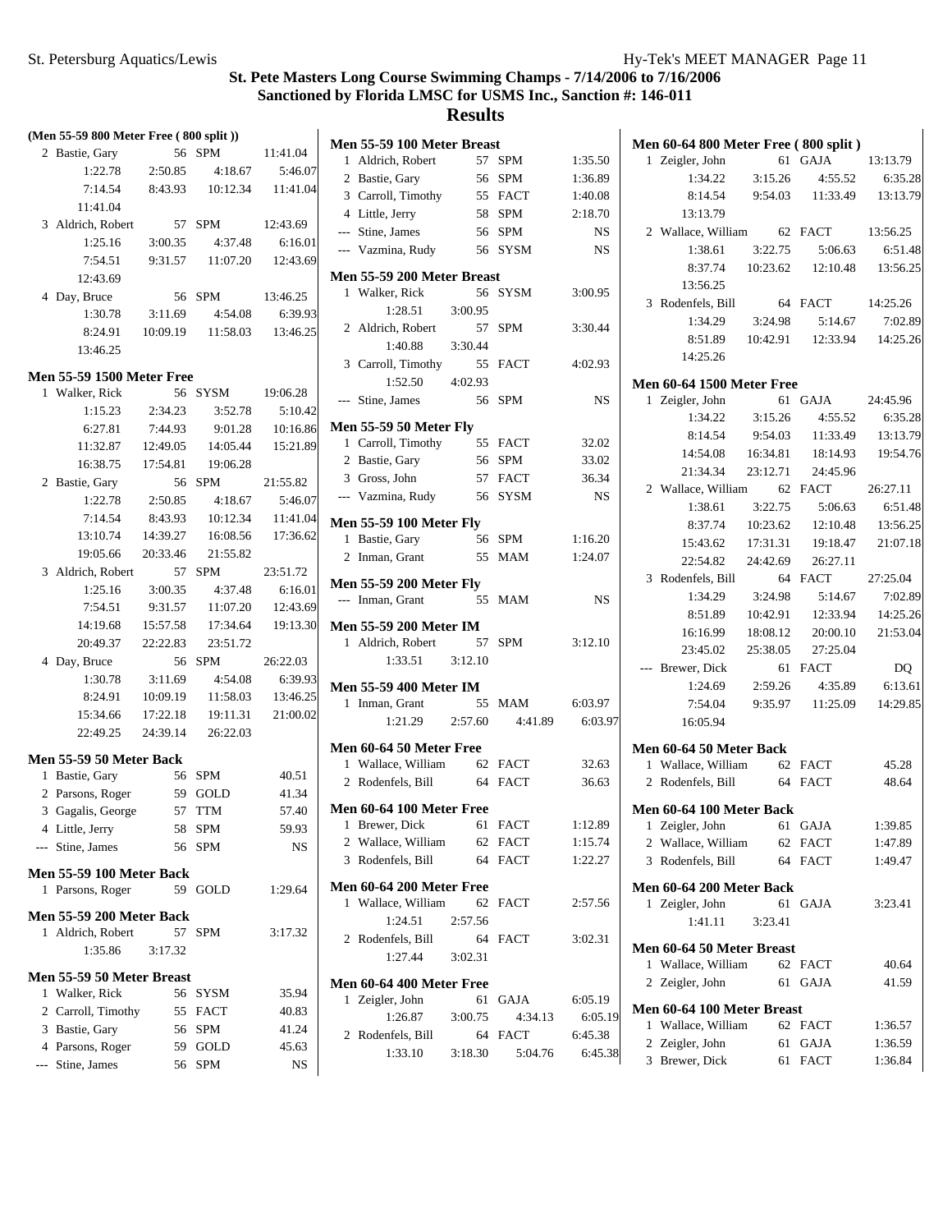# St. Pete Masters Long Course Swimming Champs - 7/14/2006 to 7/16/2006

## Sanctioned by Florida LMSC for USMS Inc., Sanction #: 146-011

## Results

### (Men 55-59 800 Meter Free ( 800 split ))

| Place | Name | Age | Team | Time |
|---|---|---|---|---|
| 2 | Bastie, Gary | 56 | SPM | 11:41.04 |
| | 1:22.78 | 2:50.85 | 4:18.67 | 5:46.07 |
| | 7:14.54 | 8:43.93 | 10:12.34 | 11:41.04 |
| | 11:41.04 | | | |
| 3 | Aldrich, Robert | 57 | SPM | 12:43.69 |
| | 1:25.16 | 3:00.35 | 4:37.48 | 6:16.01 |
| | 7:54.51 | 9:31.57 | 11:07.20 | 12:43.69 |
| | 12:43.69 | | | |
| 4 | Day, Bruce | 56 | SPM | 13:46.25 |
| | 1:30.78 | 3:11.69 | 4:54.08 | 6:39.93 |
| | 8:24.91 | 10:09.19 | 11:58.03 | 13:46.25 |
| | 13:46.25 | | | |

### Men 55-59 1500 Meter Free

| Place | Name | Age | Team | Time |
|---|---|---|---|---|
| 1 | Walker, Rick | 56 | SYSM | 19:06.28 |
| | 1:15.23 | 2:34.23 | 3:52.78 | 5:10.42 |
| | 6:27.81 | 7:44.93 | 9:01.28 | 10:16.86 |
| | 11:32.87 | 12:49.05 | 14:05.44 | 15:21.89 |
| | 16:38.75 | 17:54.81 | 19:06.28 | |
| 2 | Bastie, Gary | 56 | SPM | 21:55.82 |
| | 1:22.78 | 2:50.85 | 4:18.67 | 5:46.07 |
| | 7:14.54 | 8:43.93 | 10:12.34 | 11:41.04 |
| | 13:10.74 | 14:39.27 | 16:08.56 | 17:36.62 |
| | 19:05.66 | 20:33.46 | 21:55.82 | |
| 3 | Aldrich, Robert | 57 | SPM | 23:51.72 |
| | 1:25.16 | 3:00.35 | 4:37.48 | 6:16.01 |
| | 7:54.51 | 9:31.57 | 11:07.20 | 12:43.69 |
| | 14:19.68 | 15:57.58 | 17:34.64 | 19:13.30 |
| | 20:49.37 | 22:22.83 | 23:51.72 | |
| 4 | Day, Bruce | 56 | SPM | 26:22.03 |
| | 1:30.78 | 3:11.69 | 4:54.08 | 6:39.93 |
| | 8:24.91 | 10:09.19 | 11:58.03 | 13:46.25 |
| | 15:34.66 | 17:22.18 | 19:11.31 | 21:00.02 |
| | 22:49.25 | 24:39.14 | 26:22.03 | |

### Men 55-59 50 Meter Back

| Place | Name | Age | Team | Time |
|---|---|---|---|---|
| 1 | Bastie, Gary | 56 | SPM | 40.51 |
| 2 | Parsons, Roger | 59 | GOLD | 41.34 |
| 3 | Gagalis, George | 57 | TTM | 57.40 |
| 4 | Little, Jerry | 58 | SPM | 59.93 |
| --- | Stine, James | 56 | SPM | NS |

### Men 55-59 100 Meter Back

| Place | Name | Age | Team | Time |
|---|---|---|---|---|
| 1 | Parsons, Roger | 59 | GOLD | 1:29.64 |

### Men 55-59 200 Meter Back

| Place | Name | Age | Team | Time |
|---|---|---|---|---|
| 1 | Aldrich, Robert | 57 | SPM | 3:17.32 |
| | 1:35.86 | 3:17.32 | | |

### Men 55-59 50 Meter Breast

| Place | Name | Age | Team | Time |
|---|---|---|---|---|
| 1 | Walker, Rick | 56 | SYSM | 35.94 |
| 2 | Carroll, Timothy | 55 | FACT | 40.83 |
| 3 | Bastie, Gary | 56 | SPM | 41.24 |
| 4 | Parsons, Roger | 59 | GOLD | 45.63 |
| --- | Stine, James | 56 | SPM | NS |

### Men 55-59 100 Meter Breast

| Place | Name | Age | Team | Time |
|---|---|---|---|---|
| 1 | Aldrich, Robert | 57 | SPM | 1:35.50 |
| 2 | Bastie, Gary | 56 | SPM | 1:36.89 |
| 3 | Carroll, Timothy | 55 | FACT | 1:40.08 |
| 4 | Little, Jerry | 58 | SPM | 2:18.70 |
| --- | Stine, James | 56 | SPM | NS |
| --- | Vazmina, Rudy | 56 | SYSM | NS |

### Men 55-59 200 Meter Breast

| Place | Name | Age | Team | Time |
|---|---|---|---|---|
| 1 | Walker, Rick | 56 | SYSM | 3:00.95 |
| | 1:28.51 | 3:00.95 | | |
| 2 | Aldrich, Robert | 57 | SPM | 3:30.44 |
| | 1:40.88 | 3:30.44 | | |
| 3 | Carroll, Timothy | 55 | FACT | 4:02.93 |
| | 1:52.50 | 4:02.93 | | |
| --- | Stine, James | 56 | SPM | NS |

### Men 55-59 50 Meter Fly

| Place | Name | Age | Team | Time |
|---|---|---|---|---|
| 1 | Carroll, Timothy | 55 | FACT | 32.02 |
| 2 | Bastie, Gary | 56 | SPM | 33.02 |
| 3 | Gross, John | 57 | FACT | 36.34 |
| --- | Vazmina, Rudy | 56 | SYSM | NS |

### Men 55-59 100 Meter Fly

| Place | Name | Age | Team | Time |
|---|---|---|---|---|
| 1 | Bastie, Gary | 56 | SPM | 1:16.20 |
| 2 | Inman, Grant | 55 | MAM | 1:24.07 |

### Men 55-59 200 Meter Fly

| Place | Name | Age | Team | Time |
|---|---|---|---|---|
| --- | Inman, Grant | 55 | MAM | NS |

### Men 55-59 200 Meter IM

| Place | Name | Age | Team | Time |
|---|---|---|---|---|
| 1 | Aldrich, Robert | 57 | SPM | 3:12.10 |
| | 1:33.51 | 3:12.10 | | |

### Men 55-59 400 Meter IM

| Place | Name | Age | Team | Time |
|---|---|---|---|---|
| 1 | Inman, Grant | 55 | MAM | 6:03.97 |
| | 1:21.29 | 2:57.60 | 4:41.89 | 6:03.97 |

### Men 60-64 50 Meter Free

| Place | Name | Age | Team | Time |
|---|---|---|---|---|
| 1 | Wallace, William | 62 | FACT | 32.63 |
| 2 | Rodenfels, Bill | 64 | FACT | 36.63 |

### Men 60-64 100 Meter Free

| Place | Name | Age | Team | Time |
|---|---|---|---|---|
| 1 | Brewer, Dick | 61 | FACT | 1:12.89 |
| 2 | Wallace, William | 62 | FACT | 1:15.74 |
| 3 | Rodenfels, Bill | 64 | FACT | 1:22.27 |

### Men 60-64 200 Meter Free

| Place | Name | Age | Team | Time |
|---|---|---|---|---|
| 1 | Wallace, William | 62 | FACT | 2:57.56 |
| | 1:24.51 | 2:57.56 | | |
| 2 | Rodenfels, Bill | 64 | FACT | 3:02.31 |
| | 1:27.44 | 3:02.31 | | |

### Men 60-64 400 Meter Free

| Place | Name | Age | Team | Time |
|---|---|---|---|---|
| 1 | Zeigler, John | 61 | GAJA | 6:05.19 |
| | 1:26.87 | 3:00.75 | 4:34.13 | 6:05.19 |
| 2 | Rodenfels, Bill | 64 | FACT | 6:45.38 |
| | 1:33.10 | 3:18.30 | 5:04.76 | 6:45.38 |

### Men 60-64 800 Meter Free ( 800 split )

| Place | Name | Age | Team | Time |
|---|---|---|---|---|
| 1 | Zeigler, John | 61 | GAJA | 13:13.79 |
| | 1:34.22 | 3:15.26 | 4:55.52 | 6:35.28 |
| | 8:14.54 | 9:54.03 | 11:33.49 | 13:13.79 |
| | 13:13.79 | | | |
| 2 | Wallace, William | 62 | FACT | 13:56.25 |
| | 1:38.61 | 3:22.75 | 5:06.63 | 6:51.48 |
| | 8:37.74 | 10:23.62 | 12:10.48 | 13:56.25 |
| | 13:56.25 | | | |
| 3 | Rodenfels, Bill | 64 | FACT | 14:25.26 |
| | 1:34.29 | 3:24.98 | 5:14.67 | 7:02.89 |
| | 8:51.89 | 10:42.91 | 12:33.94 | 14:25.26 |
| | 14:25.26 | | | |

### Men 60-64 1500 Meter Free

| Place | Name | Age | Team | Time |
|---|---|---|---|---|
| 1 | Zeigler, John | 61 | GAJA | 24:45.96 |
| | 1:34.22 | 3:15.26 | 4:55.52 | 6:35.28 |
| | 8:14.54 | 9:54.03 | 11:33.49 | 13:13.79 |
| | 14:54.08 | 16:34.81 | 18:14.93 | 19:54.76 |
| | 21:34.34 | 23:12.71 | 24:45.96 | |
| 2 | Wallace, William | 62 | FACT | 26:27.11 |
| | 1:38.61 | 3:22.75 | 5:06.63 | 6:51.48 |
| | 8:37.74 | 10:23.62 | 12:10.48 | 13:56.25 |
| | 15:43.62 | 17:31.31 | 19:18.47 | 21:07.18 |
| | 22:54.82 | 24:42.69 | 26:27.11 | |
| 3 | Rodenfels, Bill | 64 | FACT | 27:25.04 |
| | 1:34.29 | 3:24.98 | 5:14.67 | 7:02.89 |
| | 8:51.89 | 10:42.91 | 12:33.94 | 14:25.26 |
| | 16:16.99 | 18:08.12 | 20:00.10 | 21:53.04 |
| | 23:45.02 | 25:38.05 | 27:25.04 | |
| --- | Brewer, Dick | 61 | FACT | DQ |
| | 1:24.69 | 2:59.26 | 4:35.89 | 6:13.61 |
| | 7:54.04 | 9:35.97 | 11:25.09 | 14:29.85 |
| | 16:05.94 | | | |

### Men 60-64 50 Meter Back

| Place | Name | Age | Team | Time |
|---|---|---|---|---|
| 1 | Wallace, William | 62 | FACT | 45.28 |
| 2 | Rodenfels, Bill | 64 | FACT | 48.64 |

### Men 60-64 100 Meter Back

| Place | Name | Age | Team | Time |
|---|---|---|---|---|
| 1 | Zeigler, John | 61 | GAJA | 1:39.85 |
| 2 | Wallace, William | 62 | FACT | 1:47.89 |
| 3 | Rodenfels, Bill | 64 | FACT | 1:49.47 |

### Men 60-64 200 Meter Back

| Place | Name | Age | Team | Time |
|---|---|---|---|---|
| 1 | Zeigler, John | 61 | GAJA | 3:23.41 |
| | 1:41.11 | 3:23.41 | | |

### Men 60-64 50 Meter Breast

| Place | Name | Age | Team | Time |
|---|---|---|---|---|
| 1 | Wallace, William | 62 | FACT | 40.64 |
| 2 | Zeigler, John | 61 | GAJA | 41.59 |

### Men 60-64 100 Meter Breast

| Place | Name | Age | Team | Time |
|---|---|---|---|---|
| 1 | Wallace, William | 62 | FACT | 1:36.57 |
| 2 | Zeigler, John | 61 | GAJA | 1:36.59 |
| 3 | Brewer, Dick | 61 | FACT | 1:36.84 |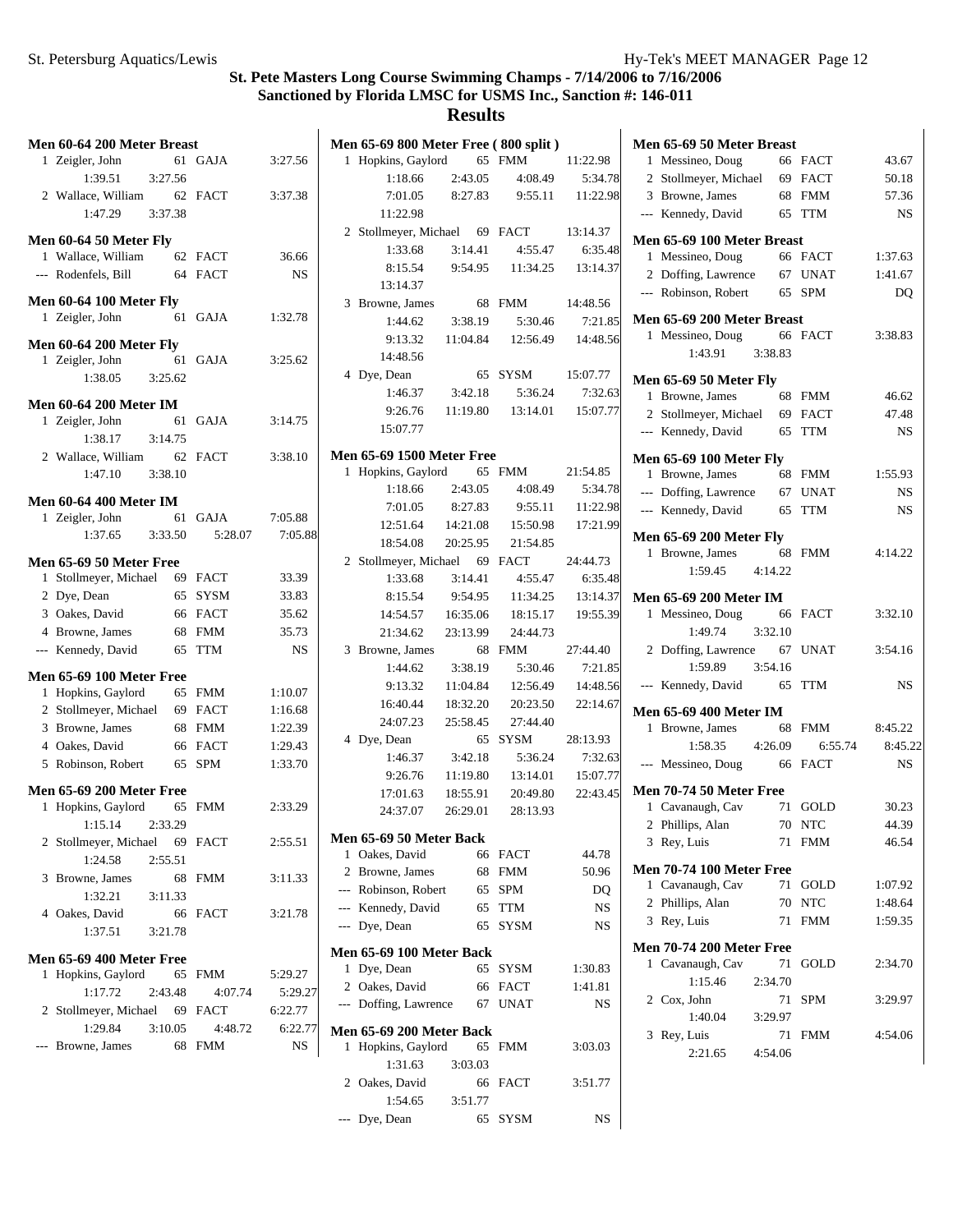# St. Pete Masters Long Course Swimming Champs - 7/14/2006 to 7/16/2006

## Sanctioned by Florida LMSC for USMS Inc., Sanction #: 146-011

## Results

### Men 60-64 200 Meter Breast

| Place | Name | Age | Team | Time |
|---|---|---|---|---|
| 1 | Zeigler, John | 61 | GAJA | 3:27.56 |
| | 1:39.51 | 3:27.56 | | |
| 2 | Wallace, William | 62 | FACT | 3:37.38 |
| | 1:47.29 | 3:37.38 | | |

### Men 60-64 50 Meter Fly

| Place | Name | Age | Team | Time |
|---|---|---|---|---|
| 1 | Wallace, William | 62 | FACT | 36.66 |
| --- | Rodenfels, Bill | 64 | FACT | NS |

### Men 60-64 100 Meter Fly

| Place | Name | Age | Team | Time |
|---|---|---|---|---|
| 1 | Zeigler, John | 61 | GAJA | 1:32.78 |

### Men 60-64 200 Meter Fly

| Place | Name | Age | Team | Time |
|---|---|---|---|---|
| 1 | Zeigler, John | 61 | GAJA | 3:25.62 |
| | 1:38.05 | 3:25.62 | | |

### Men 60-64 200 Meter IM

| Place | Name | Age | Team | Time |
|---|---|---|---|---|
| 1 | Zeigler, John | 61 | GAJA | 3:14.75 |
| | 1:38.17 | 3:14.75 | | |
| 2 | Wallace, William | 62 | FACT | 3:38.10 |
| | 1:47.10 | 3:38.10 | | |

### Men 60-64 400 Meter IM

| Place | Name | Age | Team | Time |
|---|---|---|---|---|
| 1 | Zeigler, John | 61 | GAJA | 7:05.88 |
| | 1:37.65 | 3:33.50 | 5:28.07 | 7:05.88 |

### Men 65-69 50 Meter Free

| Place | Name | Age | Team | Time |
|---|---|---|---|---|
| 1 | Stollmeyer, Michael | 69 | FACT | 33.39 |
| 2 | Dye, Dean | 65 | SYSM | 33.83 |
| 3 | Oakes, David | 66 | FACT | 35.62 |
| 4 | Browne, James | 68 | FMM | 35.73 |
| --- | Kennedy, David | 65 | TTM | NS |

### Men 65-69 100 Meter Free

| Place | Name | Age | Team | Time |
|---|---|---|---|---|
| 1 | Hopkins, Gaylord | 65 | FMM | 1:10.07 |
| 2 | Stollmeyer, Michael | 69 | FACT | 1:16.68 |
| 3 | Browne, James | 68 | FMM | 1:22.39 |
| 4 | Oakes, David | 66 | FACT | 1:29.43 |
| 5 | Robinson, Robert | 65 | SPM | 1:33.70 |

### Men 65-69 200 Meter Free

| Place | Name | Age | Team | Time |
|---|---|---|---|---|
| 1 | Hopkins, Gaylord | 65 | FMM | 2:33.29 |
| | 1:15.14 | 2:33.29 | | |
| 2 | Stollmeyer, Michael | 69 | FACT | 2:55.51 |
| | 1:24.58 | 2:55.51 | | |
| 3 | Browne, James | 68 | FMM | 3:11.33 |
| | 1:32.21 | 3:11.33 | | |
| 4 | Oakes, David | 66 | FACT | 3:21.78 |
| | 1:37.51 | 3:21.78 | | |

### Men 65-69 400 Meter Free

| Place | Name | Age | Team | Time |
|---|---|---|---|---|
| 1 | Hopkins, Gaylord | 65 | FMM | 5:29.27 |
| | 1:17.72 | 2:43.48 | 4:07.74 | 5:29.27 |
| 2 | Stollmeyer, Michael | 69 | FACT | 6:22.77 |
| | 1:29.84 | 3:10.05 | 4:48.72 | 6:22.77 |
| --- | Browne, James | 68 | FMM | NS |

### Men 65-69 800 Meter Free ( 800 split )

| Place | Name | Age | Team | Time |
|---|---|---|---|---|
| 1 | Hopkins, Gaylord | 65 | FMM | 11:22.98 |
| | 1:18.66 | 2:43.05 | 4:08.49 | 5:34.78 |
| | 7:01.05 | 8:27.83 | 9:55.11 | 11:22.98 |
| | 11:22.98 | | | |
| 2 | Stollmeyer, Michael | 69 | FACT | 13:14.37 |
| | 1:33.68 | 3:14.41 | 4:55.47 | 6:35.48 |
| | 8:15.54 | 9:54.95 | 11:34.25 | 13:14.37 |
| | 13:14.37 | | | |
| 3 | Browne, James | 68 | FMM | 14:48.56 |
| | 1:44.62 | 3:38.19 | 5:30.46 | 7:21.85 |
| | 9:13.32 | 11:04.84 | 12:56.49 | 14:48.56 |
| | 14:48.56 | | | |
| 4 | Dye, Dean | 65 | SYSM | 15:07.77 |
| | 1:46.37 | 3:42.18 | 5:36.24 | 7:32.63 |
| | 9:26.76 | 11:19.80 | 13:14.01 | 15:07.77 |
| | 15:07.77 | | | |

### Men 65-69 1500 Meter Free

| Place | Name | Age | Team | Time |
|---|---|---|---|---|
| 1 | Hopkins, Gaylord | 65 | FMM | 21:54.85 |
| | 1:18.66 | 2:43.05 | 4:08.49 | 5:34.78 |
| | 7:01.05 | 8:27.83 | 9:55.11 | 11:22.98 |
| | 12:51.64 | 14:21.08 | 15:50.98 | 17:21.99 |
| | 18:54.08 | 20:25.95 | 21:54.85 | |
| 2 | Stollmeyer, Michael | 69 | FACT | 24:44.73 |
| | 1:33.68 | 3:14.41 | 4:55.47 | 6:35.48 |
| | 8:15.54 | 9:54.95 | 11:34.25 | 13:14.37 |
| | 14:54.57 | 16:35.06 | 18:15.17 | 19:55.39 |
| | 21:34.62 | 23:13.99 | 24:44.73 | |
| 3 | Browne, James | 68 | FMM | 27:44.40 |
| | 1:44.62 | 3:38.19 | 5:30.46 | 7:21.85 |
| | 9:13.32 | 11:04.84 | 12:56.49 | 14:48.56 |
| | 16:40.44 | 18:32.20 | 20:23.50 | 22:14.67 |
| | 24:07.23 | 25:58.45 | 27:44.40 | |
| 4 | Dye, Dean | 65 | SYSM | 28:13.93 |
| | 1:46.37 | 3:42.18 | 5:36.24 | 7:32.63 |
| | 9:26.76 | 11:19.80 | 13:14.01 | 15:07.77 |
| | 17:01.63 | 18:55.91 | 20:49.80 | 22:43.45 |
| | 24:37.07 | 26:29.01 | 28:13.93 | |

### Men 65-69 50 Meter Back

| Place | Name | Age | Team | Time |
|---|---|---|---|---|
| 1 | Oakes, David | 66 | FACT | 44.78 |
| 2 | Browne, James | 68 | FMM | 50.96 |
| --- | Robinson, Robert | 65 | SPM | DQ |
| --- | Kennedy, David | 65 | TTM | NS |
| --- | Dye, Dean | 65 | SYSM | NS |

### Men 65-69 100 Meter Back

| Place | Name | Age | Team | Time |
|---|---|---|---|---|
| 1 | Dye, Dean | 65 | SYSM | 1:30.83 |
| 2 | Oakes, David | 66 | FACT | 1:41.81 |
| --- | Doffing, Lawrence | 67 | UNAT | NS |

### Men 65-69 200 Meter Back

| Place | Name | Age | Team | Time |
|---|---|---|---|---|
| 1 | Hopkins, Gaylord | 65 | FMM | 3:03.03 |
| | 1:31.63 | 3:03.03 | | |
| 2 | Oakes, David | 66 | FACT | 3:51.77 |
| | 1:54.65 | 3:51.77 | | |
| --- | Dye, Dean | 65 | SYSM | NS |

### Men 65-69 50 Meter Breast

| Place | Name | Age | Team | Time |
|---|---|---|---|---|
| 1 | Messineo, Doug | 66 | FACT | 43.67 |
| 2 | Stollmeyer, Michael | 69 | FACT | 50.18 |
| 3 | Browne, James | 68 | FMM | 57.36 |
| --- | Kennedy, David | 65 | TTM | NS |

### Men 65-69 100 Meter Breast

| Place | Name | Age | Team | Time |
|---|---|---|---|---|
| 1 | Messineo, Doug | 66 | FACT | 1:37.63 |
| 2 | Doffing, Lawrence | 67 | UNAT | 1:41.67 |
| --- | Robinson, Robert | 65 | SPM | DQ |

### Men 65-69 200 Meter Breast

| Place | Name | Age | Team | Time |
|---|---|---|---|---|
| 1 | Messineo, Doug | 66 | FACT | 3:38.83 |
| | 1:43.91 | 3:38.83 | | |

### Men 65-69 50 Meter Fly

| Place | Name | Age | Team | Time |
|---|---|---|---|---|
| 1 | Browne, James | 68 | FMM | 46.62 |
| 2 | Stollmeyer, Michael | 69 | FACT | 47.48 |
| --- | Kennedy, David | 65 | TTM | NS |

### Men 65-69 100 Meter Fly

| Place | Name | Age | Team | Time |
|---|---|---|---|---|
| 1 | Browne, James | 68 | FMM | 1:55.93 |
| --- | Doffing, Lawrence | 67 | UNAT | NS |
| --- | Kennedy, David | 65 | TTM | NS |

### Men 65-69 200 Meter Fly

| Place | Name | Age | Team | Time |
|---|---|---|---|---|
| 1 | Browne, James | 68 | FMM | 4:14.22 |
| | 1:59.45 | 4:14.22 | | |

### Men 65-69 200 Meter IM

| Place | Name | Age | Team | Time |
|---|---|---|---|---|
| 1 | Messineo, Doug | 66 | FACT | 3:32.10 |
| | 1:49.74 | 3:32.10 | | |
| 2 | Doffing, Lawrence | 67 | UNAT | 3:54.16 |
| | 1:59.89 | 3:54.16 | | |
| --- | Kennedy, David | 65 | TTM | NS |

### Men 65-69 400 Meter IM

| Place | Name | Age | Team | Time |
|---|---|---|---|---|
| 1 | Browne, James | 68 | FMM | 8:45.22 |
| | 1:58.35 | 4:26.09 | 6:55.74 | 8:45.22 |
| --- | Messineo, Doug | 66 | FACT | NS |

### Men 70-74 50 Meter Free

| Place | Name | Age | Team | Time |
|---|---|---|---|---|
| 1 | Cavanaugh, Cav | 71 | GOLD | 30.23 |
| 2 | Phillips, Alan | 70 | NTC | 44.39 |
| 3 | Rey, Luis | 71 | FMM | 46.54 |

### Men 70-74 100 Meter Free

| Place | Name | Age | Team | Time |
|---|---|---|---|---|
| 1 | Cavanaugh, Cav | 71 | GOLD | 1:07.92 |
| 2 | Phillips, Alan | 70 | NTC | 1:48.64 |
| 3 | Rey, Luis | 71 | FMM | 1:59.35 |

### Men 70-74 200 Meter Free

| Place | Name | Age | Team | Time |
|---|---|---|---|---|
| 1 | Cavanaugh, Cav | 71 | GOLD | 2:34.70 |
| | 1:15.46 | 2:34.70 | | |
| 2 | Cox, John | 71 | SPM | 3:29.97 |
| | 1:40.04 | 3:29.97 | | |
| 3 | Rey, Luis | 71 | FMM | 4:54.06 |
| | 2:21.65 | 4:54.06 | | |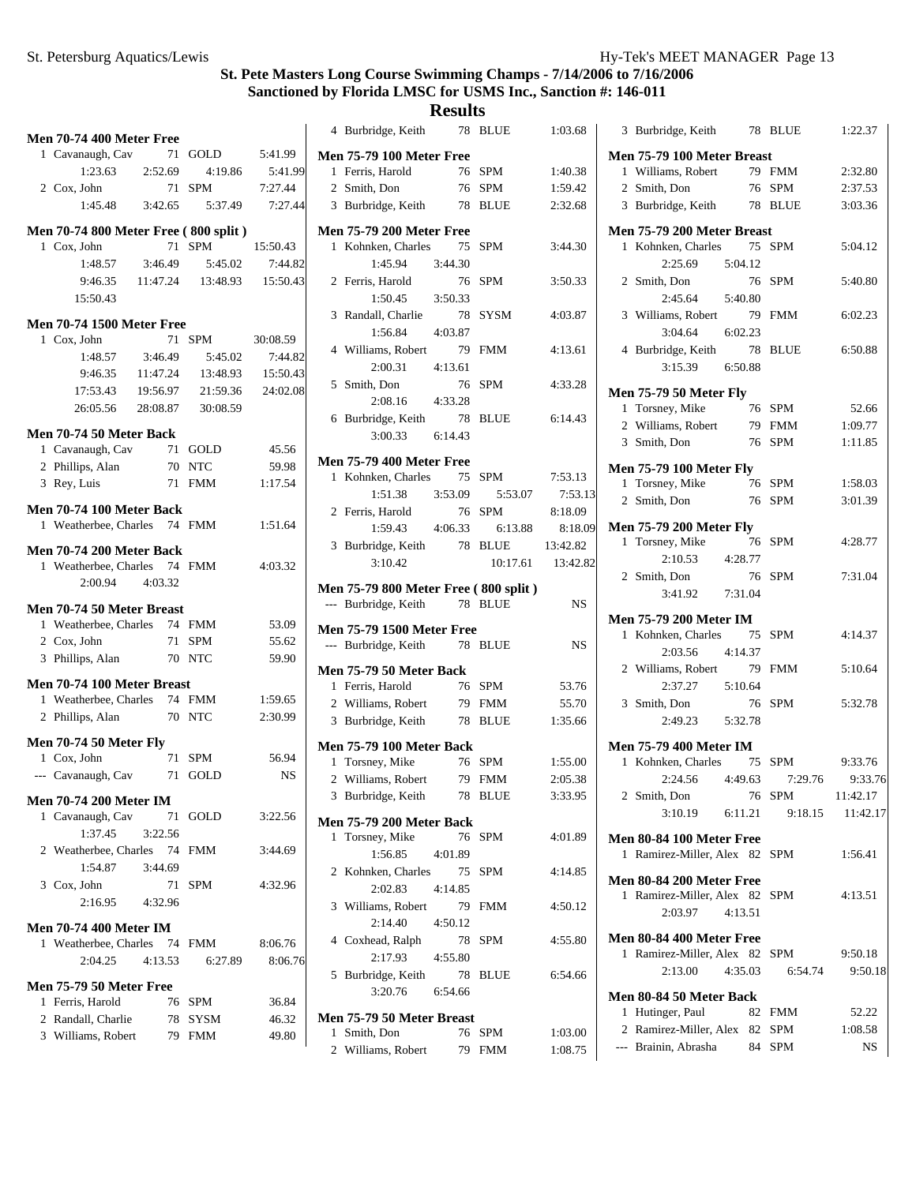# St. Pete Masters Long Course Swimming Champs - 7/14/2006 to 7/16/2006

## Sanctioned by Florida LMSC for USMS Inc., Sanction #: 146-011

## Results

### Men 70-74 400 Meter Free

1 Cavanaugh, Cav 71 GOLD 5:41.99
1:23.63 2:52.69 4:19.86 5:41.99
2 Cox, John 71 SPM 7:27.44
1:45.48 3:42.65 5:37.49 7:27.44

### Men 70-74 800 Meter Free ( 800 split )

1 Cox, John 71 SPM 15:50.43
1:48.57 3:46.49 5:45.02 7:44.82
9:46.35 11:47.24 13:48.93 15:50.43
15:50.43

### Men 70-74 1500 Meter Free

1 Cox, John 71 SPM 30:08.59
1:48.57 3:46.49 5:45.02 7:44.82
9:46.35 11:47.24 13:48.93 15:50.43
17:53.43 19:56.97 21:59.36 24:02.08
26:05.56 28:08.87 30:08.59

### Men 70-74 50 Meter Back

1 Cavanaugh, Cav 71 GOLD 45.56
2 Phillips, Alan 70 NTC 59.98
3 Rey, Luis 71 FMM 1:17.54

### Men 70-74 100 Meter Back

1 Weatherbee, Charles 74 FMM 1:51.64

### Men 70-74 200 Meter Back

1 Weatherbee, Charles 74 FMM 4:03.32
2:00.94 4:03.32

### Men 70-74 50 Meter Breast

1 Weatherbee, Charles 74 FMM 53.09
2 Cox, John 71 SPM 55.62
3 Phillips, Alan 70 NTC 59.90

### Men 70-74 100 Meter Breast

1 Weatherbee, Charles 74 FMM 1:59.65
2 Phillips, Alan 70 NTC 2:30.99

### Men 70-74 50 Meter Fly

1 Cox, John 71 SPM 56.94
--- Cavanaugh, Cav 71 GOLD NS

### Men 70-74 200 Meter IM

1 Cavanaugh, Cav 71 GOLD 3:22.56
1:37.45 3:22.56
2 Weatherbee, Charles 74 FMM 3:44.69
1:54.87 3:44.69
3 Cox, John 71 SPM 4:32.96
2:16.95 4:32.96

### Men 70-74 400 Meter IM

1 Weatherbee, Charles 74 FMM 8:06.76
2:04.25 4:13.53 6:27.89 8:06.76

### Men 75-79 50 Meter Free

1 Ferris, Harold 76 SPM 36.84
2 Randall, Charlie 78 SYSM 46.32
3 Williams, Robert 79 FMM 49.80
4 Burbridge, Keith 78 BLUE 1:03.68

### Men 75-79 100 Meter Free

1 Ferris, Harold 76 SPM 1:40.38
2 Smith, Don 76 SPM 1:59.42
3 Burbridge, Keith 78 BLUE 2:32.68

### Men 75-79 200 Meter Free

1 Kohnken, Charles 75 SPM 3:44.30
1:45.94 3:44.30
2 Ferris, Harold 76 SPM 3:50.33
1:50.45 3:50.33
3 Randall, Charlie 78 SYSM 4:03.87
1:56.84 4:03.87
4 Williams, Robert 79 FMM 4:13.61
2:00.31 4:13.61
5 Smith, Don 76 SPM 4:33.28
2:08.16 4:33.28
6 Burbridge, Keith 78 BLUE 6:14.43
3:00.33 6:14.43

### Men 75-79 400 Meter Free

1 Kohnken, Charles 75 SPM 7:53.13
1:51.38 3:53.09 5:53.07 7:53.13
2 Ferris, Harold 76 SPM 8:18.09
1:59.43 4:06.33 6:13.88 8:18.09
3 Burbridge, Keith 78 BLUE 13:42.82
3:10.42 10:17.61 13:42.82

### Men 75-79 800 Meter Free ( 800 split )

--- Burbridge, Keith 78 BLUE NS

### Men 75-79 1500 Meter Free

--- Burbridge, Keith 78 BLUE NS

### Men 75-79 50 Meter Back

1 Ferris, Harold 76 SPM 53.76
2 Williams, Robert 79 FMM 55.70
3 Burbridge, Keith 78 BLUE 1:35.66

### Men 75-79 100 Meter Back

1 Torsney, Mike 76 SPM 1:55.00
2 Williams, Robert 79 FMM 2:05.38
3 Burbridge, Keith 78 BLUE 3:33.95

### Men 75-79 200 Meter Back

1 Torsney, Mike 76 SPM 4:01.89
1:56.85 4:01.89
2 Kohnken, Charles 75 SPM 4:14.85
2:02.83 4:14.85
3 Williams, Robert 79 FMM 4:50.12
2:14.40 4:50.12
4 Coxhead, Ralph 78 SPM 4:55.80
2:17.93 4:55.80
5 Burbridge, Keith 78 BLUE 6:54.66
3:20.76 6:54.66

### Men 75-79 50 Meter Breast

1 Smith, Don 76 SPM 1:03.00
2 Williams, Robert 79 FMM 1:08.75
3 Burbridge, Keith 78 BLUE 1:22.37

### Men 75-79 100 Meter Breast

1 Williams, Robert 79 FMM 2:32.80
2 Smith, Don 76 SPM 2:37.53
3 Burbridge, Keith 78 BLUE 3:03.36

### Men 75-79 200 Meter Breast

1 Kohnken, Charles 75 SPM 5:04.12
2:25.69 5:04.12
2 Smith, Don 76 SPM 5:40.80
2:45.64 5:40.80
3 Williams, Robert 79 FMM 6:02.23
3:04.64 6:02.23
4 Burbridge, Keith 78 BLUE 6:50.88
3:15.39 6:50.88

### Men 75-79 50 Meter Fly

1 Torsney, Mike 76 SPM 52.66
2 Williams, Robert 79 FMM 1:09.77
3 Smith, Don 76 SPM 1:11.85

### Men 75-79 100 Meter Fly

1 Torsney, Mike 76 SPM 1:58.03
2 Smith, Don 76 SPM 3:01.39

### Men 75-79 200 Meter Fly

1 Torsney, Mike 76 SPM 4:28.77
2:10.53 4:28.77
2 Smith, Don 76 SPM 7:31.04
3:41.92 7:31.04

### Men 75-79 200 Meter IM

1 Kohnken, Charles 75 SPM 4:14.37
2:03.56 4:14.37
2 Williams, Robert 79 FMM 5:10.64
2:37.27 5:10.64
3 Smith, Don 76 SPM 5:32.78
2:49.23 5:32.78

### Men 75-79 400 Meter IM

1 Kohnken, Charles 75 SPM 9:33.76
2:24.56 4:49.63 7:29.76 9:33.76
2 Smith, Don 76 SPM 11:42.17
3:10.19 6:11.21 9:18.15 11:42.17

### Men 80-84 100 Meter Free

1 Ramirez-Miller, Alex 82 SPM 1:56.41

### Men 80-84 200 Meter Free

1 Ramirez-Miller, Alex 82 SPM 4:13.51
2:03.97 4:13.51

### Men 80-84 400 Meter Free

1 Ramirez-Miller, Alex 82 SPM 9:50.18
2:13.00 4:35.03 6:54.74 9:50.18

### Men 80-84 50 Meter Back

1 Hutinger, Paul 82 FMM 52.22
2 Ramirez-Miller, Alex 82 SPM 1:08.58
--- Brainin, Abrasha 84 SPM NS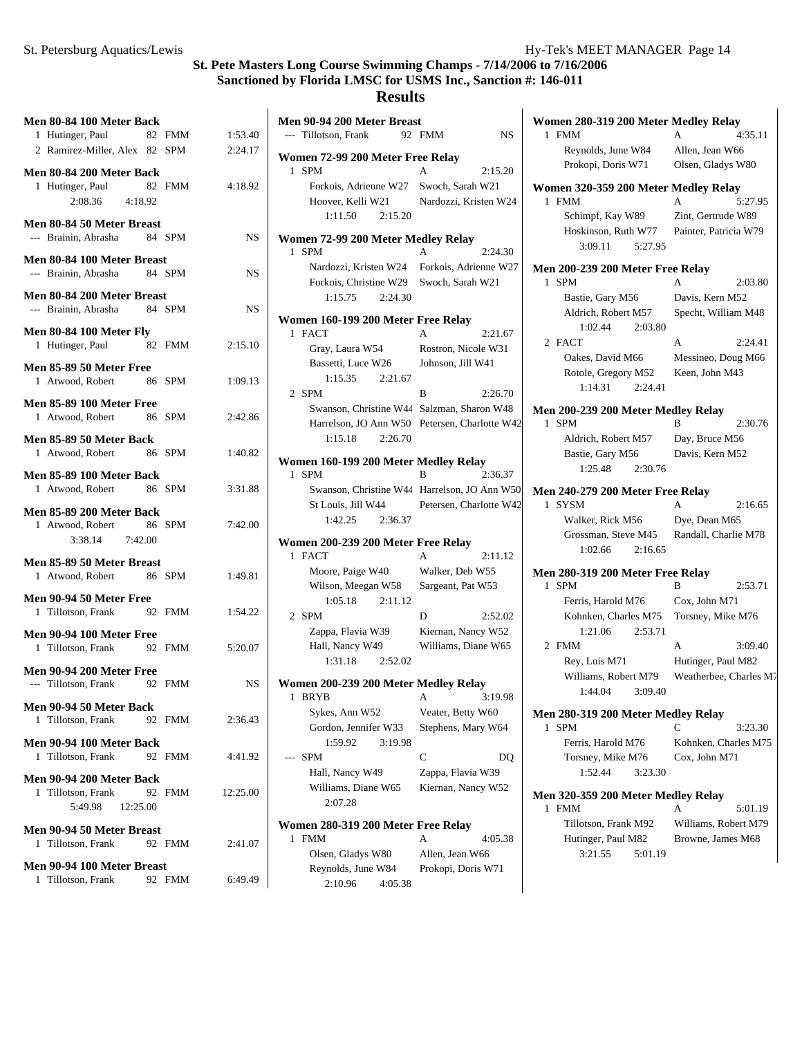# St. Pete Masters Long Course Swimming Champs - 7/14/2006 to 7/16/2006

## Sanctioned by Florida LMSC for USMS Inc., Sanction #: 146-011

## Results

**Men 80-84 100 Meter Back**

| Place | Name | Age | Team | Time |
|---|---|---|---|---|
| 1 | Hutinger, Paul | 82 | FMM | 1:53.40 |
| 2 | Ramirez-Miller, Alex | 82 | SPM | 2:24.17 |

**Men 80-84 200 Meter Back**

| Place | Name | Age | Team | Time |
|---|---|---|---|---|
| 1 | Hutinger, Paul | 82 | FMM | 4:18.92 |
| | 2:08.36 4:18.92 | | | |

**Men 80-84 50 Meter Breast**

| Place | Name | Age | Team | Time |
|---|---|---|---|---|
| --- | Brainin, Abrasha | 84 | SPM | NS |

**Men 80-84 100 Meter Breast**

| Place | Name | Age | Team | Time |
|---|---|---|---|---|
| --- | Brainin, Abrasha | 84 | SPM | NS |

**Men 80-84 200 Meter Breast**

| Place | Name | Age | Team | Time |
|---|---|---|---|---|
| --- | Brainin, Abrasha | 84 | SPM | NS |

**Men 80-84 100 Meter Fly**

| Place | Name | Age | Team | Time |
|---|---|---|---|---|
| 1 | Hutinger, Paul | 82 | FMM | 2:15.10 |

**Men 85-89 50 Meter Free**

| Place | Name | Age | Team | Time |
|---|---|---|---|---|
| 1 | Atwood, Robert | 86 | SPM | 1:09.13 |

**Men 85-89 100 Meter Free**

| Place | Name | Age | Team | Time |
|---|---|---|---|---|
| 1 | Atwood, Robert | 86 | SPM | 2:42.86 |

**Men 85-89 50 Meter Back**

| Place | Name | Age | Team | Time |
|---|---|---|---|---|
| 1 | Atwood, Robert | 86 | SPM | 1:40.82 |

**Men 85-89 100 Meter Back**

| Place | Name | Age | Team | Time |
|---|---|---|---|---|
| 1 | Atwood, Robert | 86 | SPM | 3:31.88 |

**Men 85-89 200 Meter Back**

| Place | Name | Age | Team | Time |
|---|---|---|---|---|
| 1 | Atwood, Robert | 86 | SPM | 7:42.00 |
| | 3:38.14 7:42.00 | | | |

**Men 85-89 50 Meter Breast**

| Place | Name | Age | Team | Time |
|---|---|---|---|---|
| 1 | Atwood, Robert | 86 | SPM | 1:49.81 |

**Men 90-94 50 Meter Free**

| Place | Name | Age | Team | Time |
|---|---|---|---|---|
| 1 | Tillotson, Frank | 92 | FMM | 1:54.22 |

**Men 90-94 100 Meter Free**

| Place | Name | Age | Team | Time |
|---|---|---|---|---|
| 1 | Tillotson, Frank | 92 | FMM | 5:20.07 |

**Men 90-94 200 Meter Free**

| Place | Name | Age | Team | Time |
|---|---|---|---|---|
| --- | Tillotson, Frank | 92 | FMM | NS |

**Men 90-94 50 Meter Back**

| Place | Name | Age | Team | Time |
|---|---|---|---|---|
| 1 | Tillotson, Frank | 92 | FMM | 2:36.43 |

**Men 90-94 100 Meter Back**

| Place | Name | Age | Team | Time |
|---|---|---|---|---|
| 1 | Tillotson, Frank | 92 | FMM | 4:41.92 |

**Men 90-94 200 Meter Back**

| Place | Name | Age | Team | Time |
|---|---|---|---|---|
| 1 | Tillotson, Frank | 92 | FMM | 12:25.00 |
| | 5:49.98 12:25.00 | | | |

**Men 90-94 50 Meter Breast**

| Place | Name | Age | Team | Time |
|---|---|---|---|---|
| 1 | Tillotson, Frank | 92 | FMM | 2:41.07 |

**Men 90-94 100 Meter Breast**

| Place | Name | Age | Team | Time |
|---|---|---|---|---|
| 1 | Tillotson, Frank | 92 | FMM | 6:49.49 |

**Men 90-94 200 Meter Breast**

| Place | Name | Age | Team | Time |
|---|---|---|---|---|
| --- | Tillotson, Frank | 92 | FMM | NS |

**Women 72-99 200 Meter Free Relay**

| Place | Team | Relay | Time |
|---|---|---|---|
| 1 | SPM | A | 2:15.20 |
| | Forkois, Adrienne W27 | Swoch, Sarah W21 | |
| | Hoover, Kelli W21 | Nardozzi, Kristen W24 | |
| | 1:11.50 2:15.20 | | |

**Women 72-99 200 Meter Medley Relay**

| Place | Team | Relay | Time |
|---|---|---|---|
| 1 | SPM | A | 2:24.30 |
| | Nardozzi, Kristen W24 | Forkois, Adrienne W27 | |
| | Forkois, Christine W29 | Swoch, Sarah W21 | |
| | 1:15.75 2:24.30 | | |

**Women 160-199 200 Meter Free Relay**

| Place | Team | Relay | Time |
|---|---|---|---|
| 1 | FACT | A | 2:21.67 |
| | Gray, Laura W54 | Rostron, Nicole W31 | |
| | Bassetti, Luce W26 | Johnson, Jill W41 | |
| | 1:15.35 2:21.67 | | |
| 2 | SPM | B | 2:26.70 |
| | Swanson, Christine W44 | Salzman, Sharon W48 | |
| | Harrelson, JO Ann W50 | Petersen, Charlotte W42 | |
| | 1:15.18 2:26.70 | | |

**Women 160-199 200 Meter Medley Relay**

| Place | Team | Relay | Time |
|---|---|---|---|
| 1 | SPM | B | 2:36.37 |
| | Swanson, Christine W44 | Harrelson, JO Ann W50 | |
| | St Louis, Jill W44 | Petersen, Charlotte W42 | |
| | 1:42.25 2:36.37 | | |

**Women 200-239 200 Meter Free Relay**

| Place | Team | Relay | Time |
|---|---|---|---|
| 1 | FACT | A | 2:11.12 |
| | Moore, Paige W40 | Walker, Deb W55 | |
| | Wilson, Meegan W58 | Sargeant, Pat W53 | |
| | 1:05.18 2:11.12 | | |
| 2 | SPM | D | 2:52.02 |
| | Zappa, Flavia W39 | Kiernan, Nancy W52 | |
| | Hall, Nancy W49 | Williams, Diane W65 | |
| | 1:31.18 2:52.02 | | |

**Women 200-239 200 Meter Medley Relay**

| Place | Team | Relay | Time |
|---|---|---|---|
| 1 | BRYB | A | 3:19.98 |
| | Sykes, Ann W52 | Veater, Betty W60 | |
| | Gordon, Jennifer W33 | Stephens, Mary W64 | |
| | 1:59.92 3:19.98 | | |
| --- | SPM | C | DQ |
| | Hall, Nancy W49 | Zappa, Flavia W39 | |
| | Williams, Diane W65 | Kiernan, Nancy W52 | |
| | 2:07.28 | | |

**Women 280-319 200 Meter Free Relay**

| Place | Team | Relay | Time |
|---|---|---|---|
| 1 | FMM | A | 4:05.38 |
| | Olsen, Gladys W80 | Allen, Jean W66 | |
| | Reynolds, June W84 | Prokopi, Doris W71 | |
| | 2:10.96 4:05.38 | | |

**Women 280-319 200 Meter Medley Relay**

| Place | Team | Relay | Time |
|---|---|---|---|
| 1 | FMM | A | 4:35.11 |
| | Reynolds, June W84 | Allen, Jean W66 | |
| | Prokopi, Doris W71 | Olsen, Gladys W80 | |

**Women 320-359 200 Meter Medley Relay**

| Place | Team | Relay | Time |
|---|---|---|---|
| 1 | FMM | A | 5:27.95 |
| | Schimpf, Kay W89 | Zint, Gertrude W89 | |
| | Hoskinson, Ruth W77 | Painter, Patricia W79 | |
| | 3:09.11 5:27.95 | | |

**Men 200-239 200 Meter Free Relay**

| Place | Team | Relay | Time |
|---|---|---|---|
| 1 | SPM | A | 2:03.80 |
| | Bastie, Gary M56 | Davis, Kern M52 | |
| | Aldrich, Robert M57 | Specht, William M48 | |
| | 1:02.44 2:03.80 | | |
| 2 | FACT | A | 2:24.41 |
| | Oakes, David M66 | Messineo, Doug M66 | |
| | Rotole, Gregory M52 | Keen, John M43 | |
| | 1:14.31 2:24.41 | | |

**Men 200-239 200 Meter Medley Relay**

| Place | Team | Relay | Time |
|---|---|---|---|
| 1 | SPM | B | 2:30.76 |
| | Aldrich, Robert M57 | Day, Bruce M56 | |
| | Bastie, Gary M56 | Davis, Kern M52 | |
| | 1:25.48 2:30.76 | | |

**Men 240-279 200 Meter Free Relay**

| Place | Team | Relay | Time |
|---|---|---|---|
| 1 | SYSM | A | 2:16.65 |
| | Walker, Rick M56 | Dye, Dean M65 | |
| | Grossman, Steve M45 | Randall, Charlie M78 | |
| | 1:02.66 2:16.65 | | |

**Men 280-319 200 Meter Free Relay**

| Place | Team | Relay | Time |
|---|---|---|---|
| 1 | SPM | B | 2:53.71 |
| | Ferris, Harold M76 | Cox, John M71 | |
| | Kohnken, Charles M75 | Torsney, Mike M76 | |
| | 1:21.06 2:53.71 | | |
| 2 | FMM | A | 3:09.40 |
| | Rey, Luis M71 | Hutinger, Paul M82 | |
| | Williams, Robert M79 | Weatherbee, Charles M7 | |
| | 1:44.04 3:09.40 | | |

**Men 280-319 200 Meter Medley Relay**

| Place | Team | Relay | Time |
|---|---|---|---|
| 1 | SPM | C | 3:23.30 |
| | Ferris, Harold M76 | Kohnken, Charles M75 | |
| | Torsney, Mike M76 | Cox, John M71 | |
| | 1:52.44 3:23.30 | | |

**Men 320-359 200 Meter Medley Relay**

| Place | Team | Relay | Time |
|---|---|---|---|
| 1 | FMM | A | 5:01.19 |
| | Tillotson, Frank M92 | Williams, Robert M79 | |
| | Hutinger, Paul M82 | Browne, James M68 | |
| | 3:21.55 5:01.19 | | |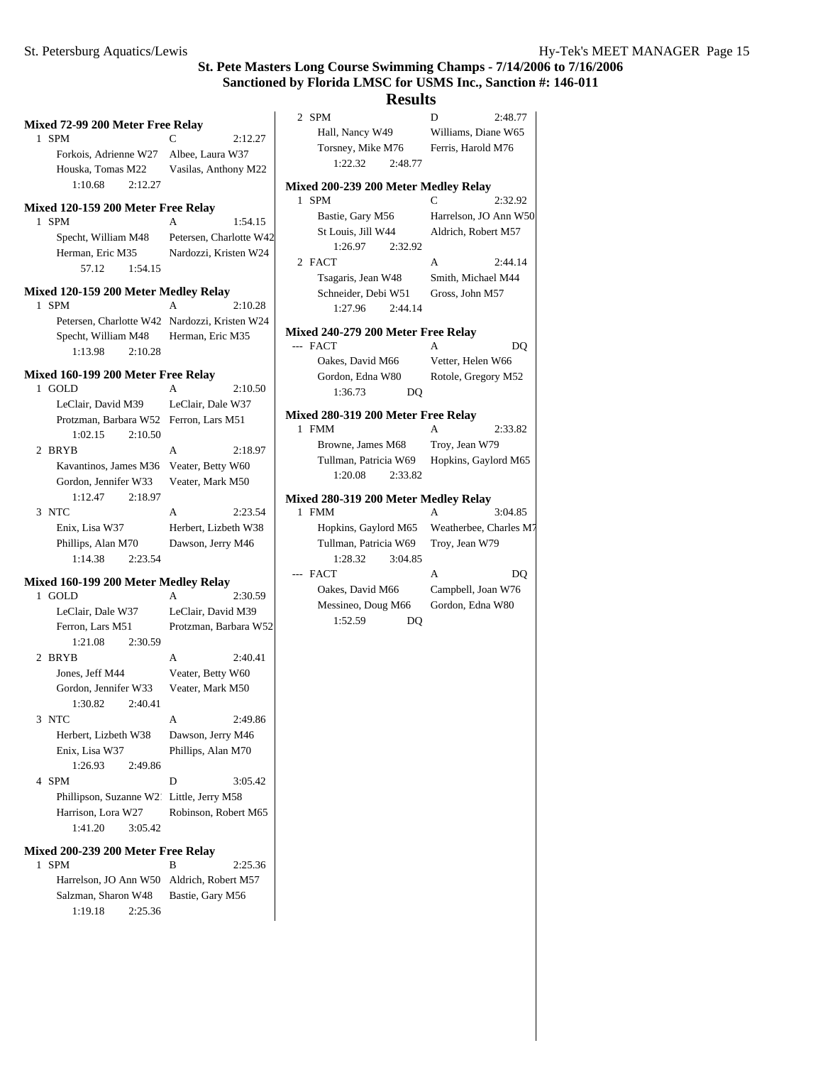## St. Pete Masters Long Course Swimming Champs - 7/14/2006 to 7/16/2006
### Sanctioned by Florida LMSC for USMS Inc., Sanction #: 146-011
### Results

**Mixed 72-99 200 Meter Free Relay**

1 SPM C 2:12.27
Forkois, Adrienne W27 Albee, Laura W37
Houska, Tomas M22 Vasilas, Anthony M22
1:10.68 2:12.27

**Mixed 120-159 200 Meter Free Relay**

1 SPM A 1:54.15
Specht, William M48 Petersen, Charlotte W42
Herman, Eric M35 Nardozzi, Kristen W24
57.12 1:54.15

**Mixed 120-159 200 Meter Medley Relay**

1 SPM A 2:10.28
Petersen, Charlotte W42 Nardozzi, Kristen W24
Specht, William M48 Herman, Eric M35
1:13.98 2:10.28

**Mixed 160-199 200 Meter Free Relay**

1 GOLD A 2:10.50
LeClair, David M39 LeClair, Dale W37
Protzman, Barbara W52 Ferron, Lars M51
1:02.15 2:10.50

2 BRYB A 2:18.97
Kavantinos, James M36 Veater, Betty W60
Gordon, Jennifer W33 Veater, Mark M50
1:12.47 2:18.97

3 NTC A 2:23.54
Enix, Lisa W37 Herbert, Lizbeth W38
Phillips, Alan M70 Dawson, Jerry M46
1:14.38 2:23.54

**Mixed 160-199 200 Meter Medley Relay**

1 GOLD A 2:30.59
LeClair, Dale W37 LeClair, David M39
Ferron, Lars M51 Protzman, Barbara W52
1:21.08 2:30.59

2 BRYB A 2:40.41
Jones, Jeff M44 Veater, Betty W60
Gordon, Jennifer W33 Veater, Mark M50
1:30.82 2:40.41

3 NTC A 2:49.86
Herbert, Lizbeth W38 Dawson, Jerry M46
Enix, Lisa W37 Phillips, Alan M70
1:26.93 2:49.86

4 SPM D 3:05.42
Phillipson, Suzanne W2 Little, Jerry M58
Harrison, Lora W27 Robinson, Robert M65
1:41.20 3:05.42

**Mixed 200-239 200 Meter Free Relay**

1 SPM B 2:25.36
Harrelson, JO Ann W50 Aldrich, Robert M57
Salzman, Sharon W48 Bastie, Gary M56
1:19.18 2:25.36

2 SPM D 2:48.77
Hall, Nancy W49 Williams, Diane W65
Torsney, Mike M76 Ferris, Harold M76
1:22.32 2:48.77

**Mixed 200-239 200 Meter Medley Relay**

1 SPM C 2:32.92
Bastie, Gary M56 Harrelson, JO Ann W50
St Louis, Jill W44 Aldrich, Robert M57
1:26.97 2:32.92

2 FACT A 2:44.14
Tsagaris, Jean W48 Smith, Michael M44
Schneider, Debi W51 Gross, John M57
1:27.96 2:44.14

**Mixed 240-279 200 Meter Free Relay**

--- FACT A DQ
Oakes, David M66 Vetter, Helen W66
Gordon, Edna W80 Rotole, Gregory M52
1:36.73 DQ

**Mixed 280-319 200 Meter Free Relay**

1 FMM A 2:33.82
Browne, James M68 Troy, Jean W79
Tullman, Patricia W69 Hopkins, Gaylord M65
1:20.08 2:33.82

**Mixed 280-319 200 Meter Medley Relay**

1 FMM A 3:04.85
Hopkins, Gaylord M65 Weatherbee, Charles M7
Tullman, Patricia W69 Troy, Jean W79
1:28.32 3:04.85

--- FACT A DQ
Oakes, David M66 Campbell, Joan W76
Messineo, Doug M66 Gordon, Edna W80
1:52.59 DQ